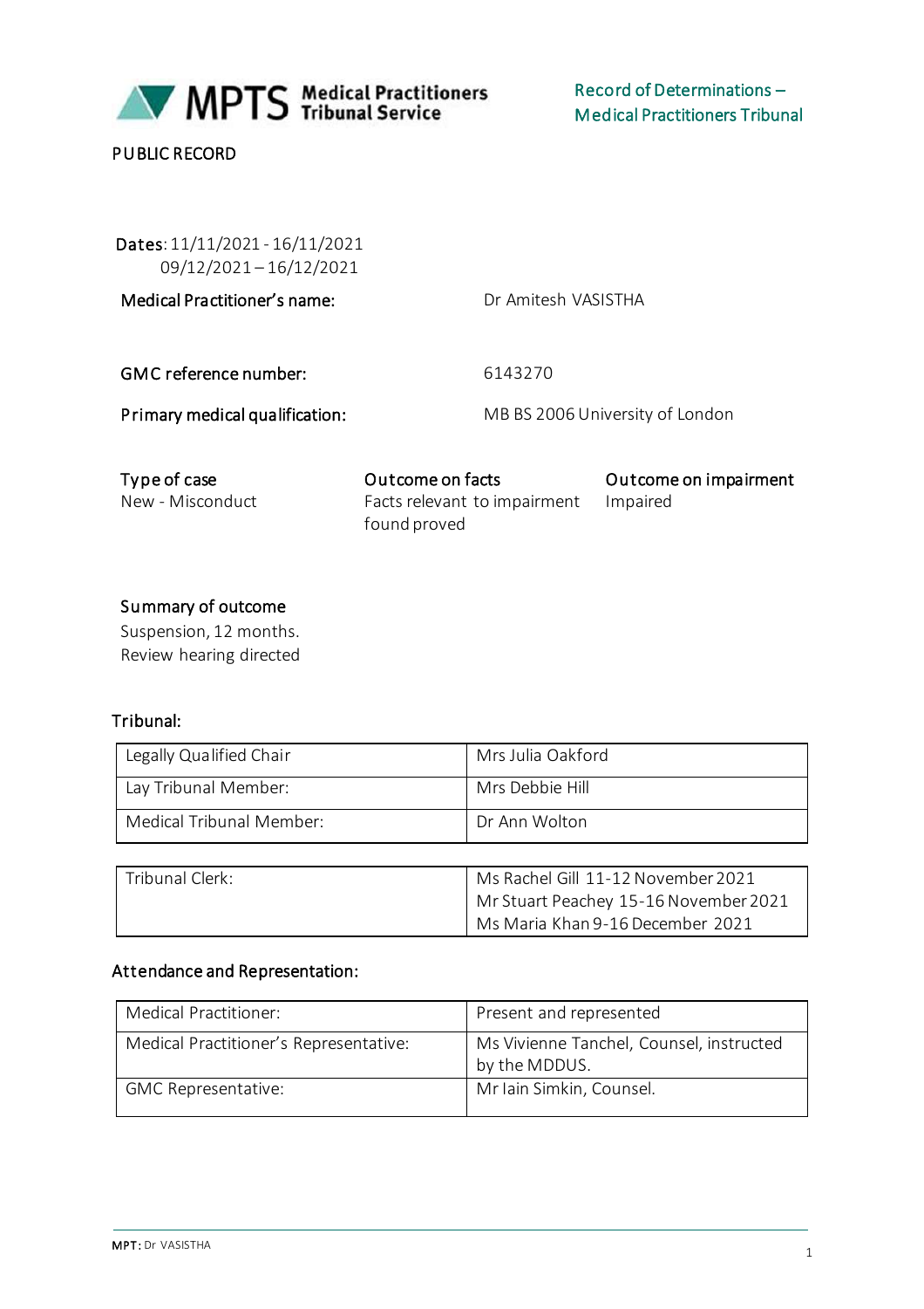MPTS Medical Practitioners Tribunal Service

Record of Determinations – Medical Practitioners Tribunal

PUBLIC RECORD

**Dates:** 11/11/2021 - 16/11/2021
09/12/2021 – 16/12/2021

| | |
|---|---|
| **Medical Practitioner's name:** | Dr Amitesh VASISTHA |
| **GMC reference number:** | 6143270 |
| **Primary medical qualification:** | MB BS 2006 University of London |

| Type of case | Outcome on facts | Outcome on impairment |
|---|---|---|
| New - Misconduct | Facts relevant to impairment found proved | Impaired |

**Summary of outcome**

Suspension, 12 months.
Review hearing directed

**Tribunal:**

| | |
|---|---|
| Legally Qualified Chair | Mrs Julia Oakford |
| Lay Tribunal Member: | Mrs Debbie Hill |
| Medical Tribunal Member: | Dr Ann Wolton |

| | |
|---|---|
| Tribunal Clerk: | Ms Rachel Gill 11-12 November 2021<br>Mr Stuart Peachey 15-16 November 2021<br>Ms Maria Khan 9-16 December 2021 |

**Attendance and Representation:**

| | |
|---|---|
| Medical Practitioner: | Present and represented |
| Medical Practitioner's Representative: | Ms Vivienne Tanchel, Counsel, instructed by the MDDUS. |
| GMC Representative: | Mr Iain Simkin, Counsel. |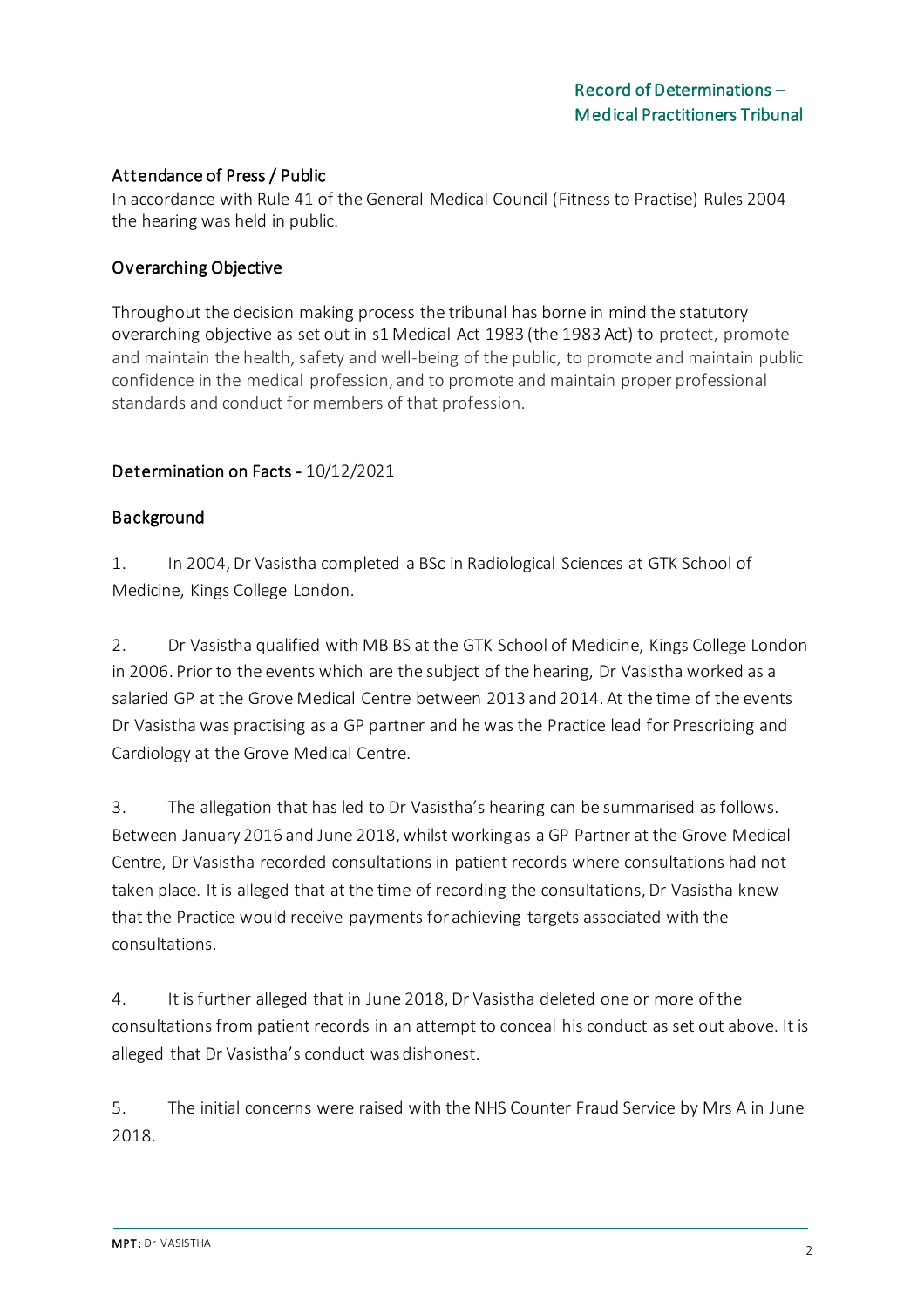## Attendance of Press / Public

In accordance with Rule 41 of the General Medical Council (Fitness to Practise) Rules 2004 the hearing was held in public.

## Overarching Objective

Throughout the decision making process the tribunal has borne in mind the statutory overarching objective as set out in s1 Medical Act 1983 (the 1983 Act) to protect, promote and maintain the health, safety and well-being of the public, to promote and maintain public confidence in the medical profession, and to promote and maintain proper professional standards and conduct for members of that profession.

## Determination on Facts - 10/12/2021

## Background

1. In 2004, Dr Vasistha completed a BSc in Radiological Sciences at GTK School of Medicine, Kings College London.

2. Dr Vasistha qualified with MB BS at the GTK School of Medicine, Kings College London in 2006. Prior to the events which are the subject of the hearing, Dr Vasistha worked as a salaried GP at the Grove Medical Centre between 2013 and 2014. At the time of the events Dr Vasistha was practising as a GP partner and he was the Practice lead for Prescribing and Cardiology at the Grove Medical Centre.

3. The allegation that has led to Dr Vasistha's hearing can be summarised as follows. Between January 2016 and June 2018, whilst working as a GP Partner at the Grove Medical Centre, Dr Vasistha recorded consultations in patient records where consultations had not taken place. It is alleged that at the time of recording the consultations, Dr Vasistha knew that the Practice would receive payments for achieving targets associated with the consultations.

4. It is further alleged that in June 2018, Dr Vasistha deleted one or more of the consultations from patient records in an attempt to conceal his conduct as set out above. It is alleged that Dr Vasistha's conduct was dishonest.

5. The initial concerns were raised with the NHS Counter Fraud Service by Mrs A in June 2018.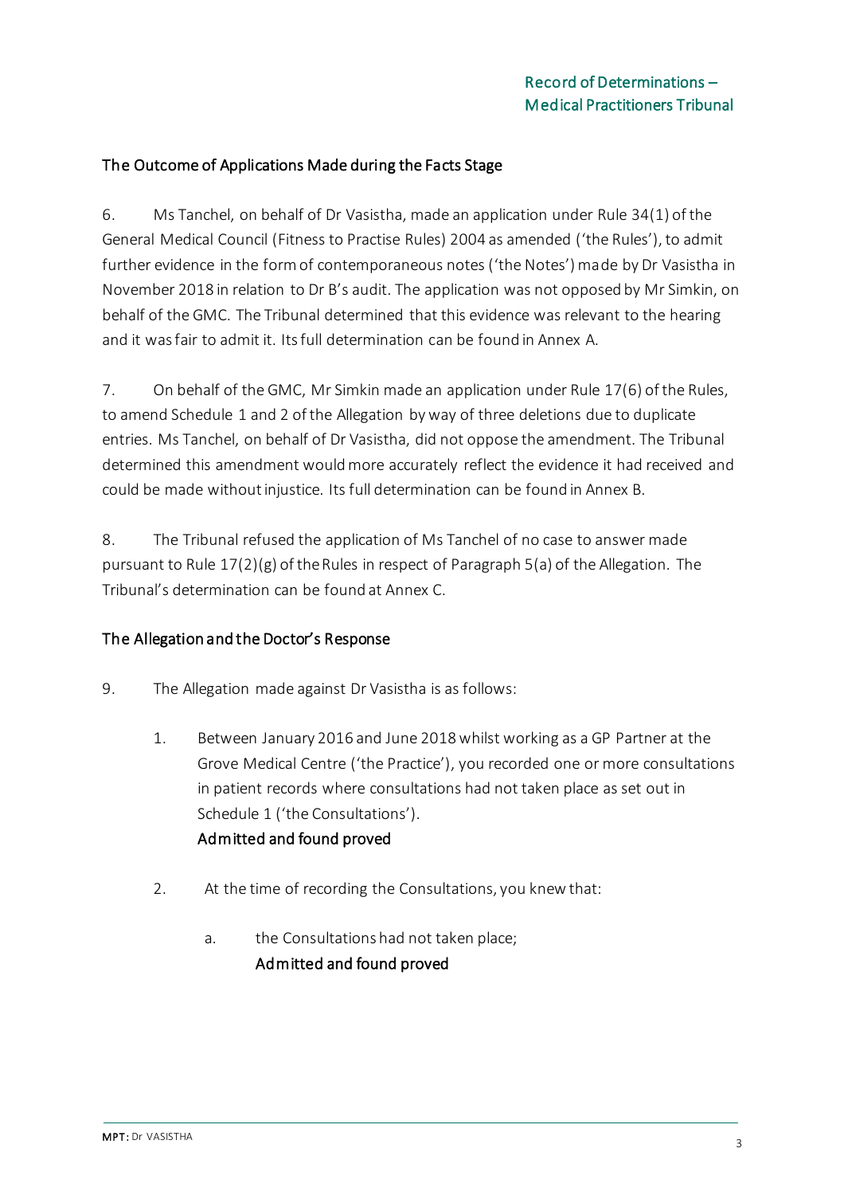## The Outcome of Applications Made during the Facts Stage

6. Ms Tanchel, on behalf of Dr Vasistha, made an application under Rule 34(1) of the General Medical Council (Fitness to Practise Rules) 2004 as amended ('the Rules'), to admit further evidence in the form of contemporaneous notes ('the Notes') made by Dr Vasistha in November 2018 in relation to Dr B's audit. The application was not opposed by Mr Simkin, on behalf of the GMC. The Tribunal determined that this evidence was relevant to the hearing and it was fair to admit it. Its full determination can be found in Annex A.

7. On behalf of the GMC, Mr Simkin made an application under Rule 17(6) of the Rules, to amend Schedule 1 and 2 of the Allegation by way of three deletions due to duplicate entries. Ms Tanchel, on behalf of Dr Vasistha, did not oppose the amendment. The Tribunal determined this amendment would more accurately reflect the evidence it had received and could be made without injustice. Its full determination can be found in Annex B.

8. The Tribunal refused the application of Ms Tanchel of no case to answer made pursuant to Rule 17(2)(g) of the Rules in respect of Paragraph 5(a) of the Allegation. The Tribunal's determination can be found at Annex C.

## The Allegation and the Doctor's Response

9. The Allegation made against Dr Vasistha is as follows:

   1. Between January 2016 and June 2018 whilst working as a GP Partner at the Grove Medical Centre ('the Practice'), you recorded one or more consultations in patient records where consultations had not taken place as set out in Schedule 1 ('the Consultations').
   **Admitted and found proved**

   2. At the time of recording the Consultations, you knew that:

      a. the Consultations had not taken place;
      **Admitted and found proved**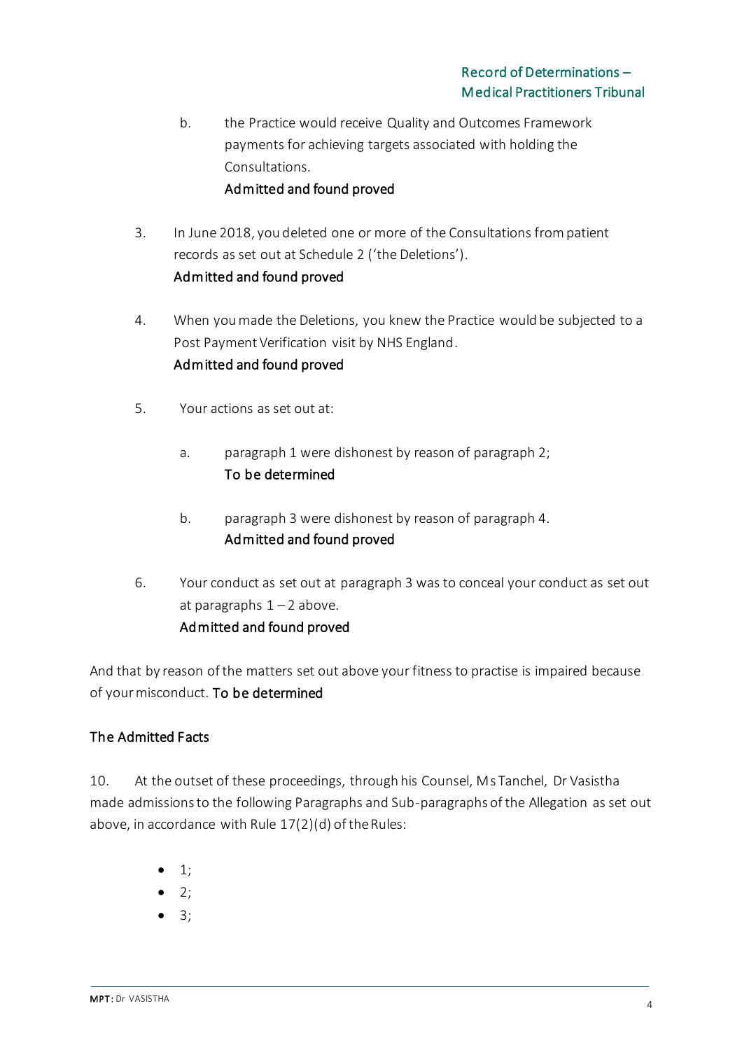b. the Practice would receive Quality and Outcomes Framework payments for achieving targets associated with holding the Consultations.
   **Admitted and found proved**

3. In June 2018, you deleted one or more of the Consultations from patient records as set out at Schedule 2 ('the Deletions').
   **Admitted and found proved**

4. When you made the Deletions, you knew the Practice would be subjected to a Post Payment Verification visit by NHS England.
   **Admitted and found proved**

5. Your actions as set out at:

   a. paragraph 1 were dishonest by reason of paragraph 2;
      **To be determined**

   b. paragraph 3 were dishonest by reason of paragraph 4.
      **Admitted and found proved**

6. Your conduct as set out at paragraph 3 was to conceal your conduct as set out at paragraphs 1 – 2 above.
   **Admitted and found proved**

And that by reason of the matters set out above your fitness to practise is impaired because of your misconduct. **To be determined**

## The Admitted Facts

10. At the outset of these proceedings, through his Counsel, Ms Tanchel, Dr Vasistha made admissions to the following Paragraphs and Sub-paragraphs of the Allegation as set out above, in accordance with Rule 17(2)(d) of the Rules:

- 1;
- 2;
- 3;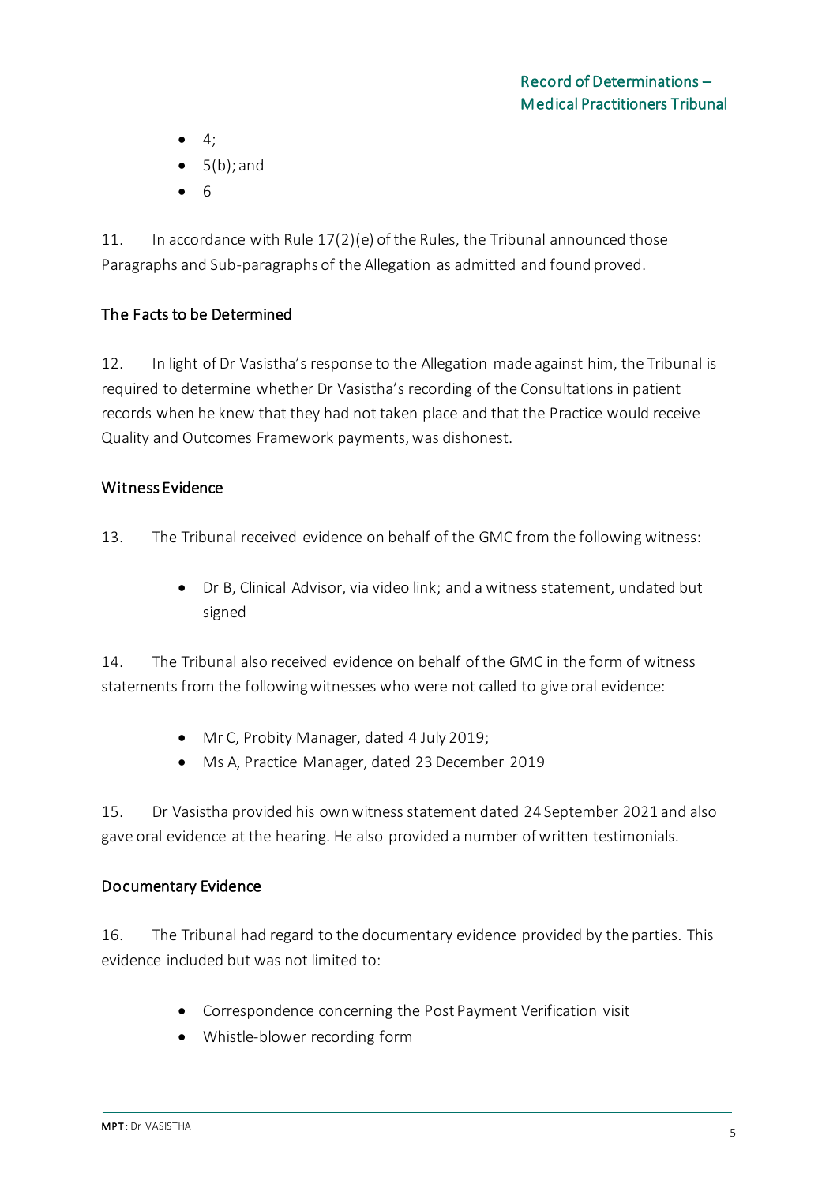- 4;
- 5(b); and
- 6

11. In accordance with Rule 17(2)(e) of the Rules, the Tribunal announced those Paragraphs and Sub-paragraphs of the Allegation as admitted and found proved.

### The Facts to be Determined

12. In light of Dr Vasistha's response to the Allegation made against him, the Tribunal is required to determine whether Dr Vasistha's recording of the Consultations in patient records when he knew that they had not taken place and that the Practice would receive Quality and Outcomes Framework payments, was dishonest.

### Witness Evidence

13. The Tribunal received evidence on behalf of the GMC from the following witness:

- Dr B, Clinical Advisor, via video link; and a witness statement, undated but signed

14. The Tribunal also received evidence on behalf of the GMC in the form of witness statements from the following witnesses who were not called to give oral evidence:

- Mr C, Probity Manager, dated 4 July 2019;
- Ms A, Practice Manager, dated 23 December 2019

15. Dr Vasistha provided his own witness statement dated 24 September 2021 and also gave oral evidence at the hearing. He also provided a number of written testimonials.

### Documentary Evidence

16. The Tribunal had regard to the documentary evidence provided by the parties. This evidence included but was not limited to:

- Correspondence concerning the Post Payment Verification visit
- Whistle-blower recording form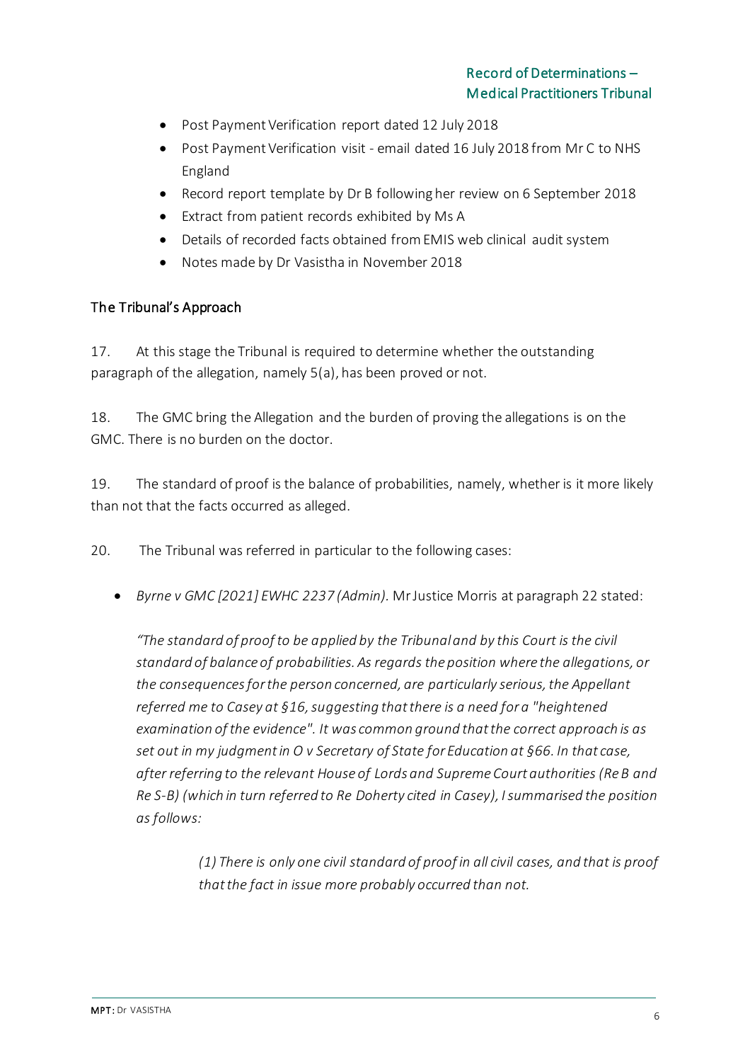- Post Payment Verification report dated 12 July 2018
- Post Payment Verification visit - email dated 16 July 2018 from Mr C to NHS England
- Record report template by Dr B following her review on 6 September 2018
- Extract from patient records exhibited by Ms A
- Details of recorded facts obtained from EMIS web clinical audit system
- Notes made by Dr Vasistha in November 2018

## The Tribunal's Approach

17. At this stage the Tribunal is required to determine whether the outstanding paragraph of the allegation, namely 5(a), has been proved or not.

18. The GMC bring the Allegation and the burden of proving the allegations is on the GMC. There is no burden on the doctor.

19. The standard of proof is the balance of probabilities, namely, whether is it more likely than not that the facts occurred as alleged.

20. The Tribunal was referred in particular to the following cases:

- *Byrne v GMC [2021] EWHC 2237 (Admin)*. Mr Justice Morris at paragraph 22 stated:

  *"The standard of proof to be applied by the Tribunal and by this Court is the civil standard of balance of probabilities. As regards the position where the allegations, or the consequences for the person concerned, are particularly serious, the Appellant referred me to Casey at §16, suggesting that there is a need for a "heightened examination of the evidence". It was common ground that the correct approach is as set out in my judgment in O v Secretary of State for Education at §66. In that case, after referring to the relevant House of Lords and Supreme Court authorities (Re B and Re S-B) (which in turn referred to Re Doherty cited in Casey), I summarised the position as follows:*

  > *(1) There is only one civil standard of proof in all civil cases, and that is proof that the fact in issue more probably occurred than not.*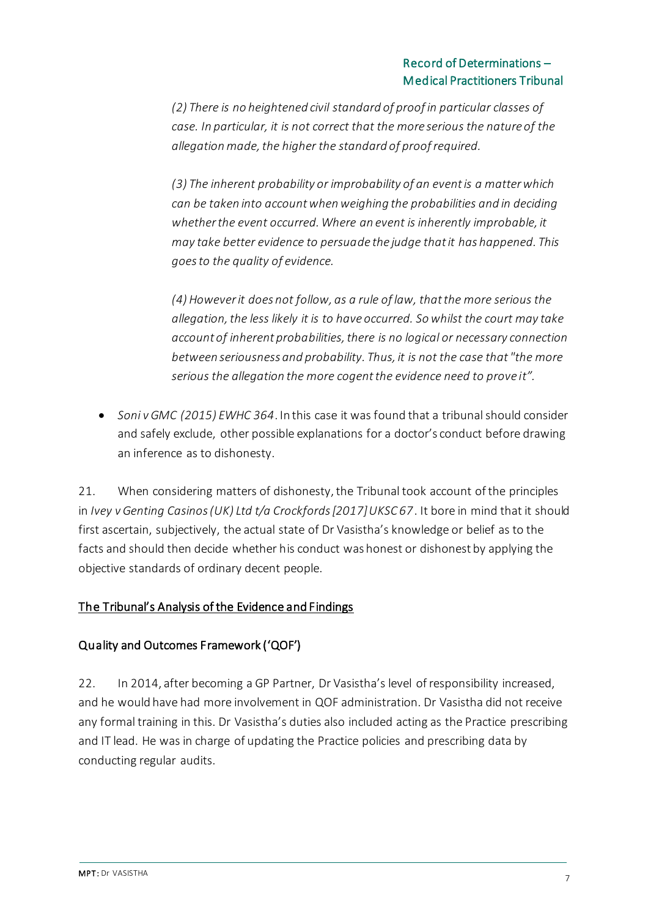> *(2) There is no heightened civil standard of proof in particular classes of case. In particular, it is not correct that the more serious the nature of the allegation made, the higher the standard of proof required.*
>
> *(3) The inherent probability or improbability of an event is a matter which can be taken into account when weighing the probabilities and in deciding whether the event occurred. Where an event is inherently improbable, it may take better evidence to persuade the judge that it has happened. This goes to the quality of evidence.*
>
> *(4) However it does not follow, as a rule of law, that the more serious the allegation, the less likely it is to have occurred. So whilst the court may take account of inherent probabilities, there is no logical or necessary connection between seriousness and probability. Thus, it is not the case that "the more serious the allegation the more cogent the evidence need to prove it".*

- *Soni v GMC (2015) EWHC 364*. In this case it was found that a tribunal should consider and safely exclude, other possible explanations for a doctor's conduct before drawing an inference as to dishonesty.

21. When considering matters of dishonesty, the Tribunal took account of the principles in *Ivey v Genting Casinos (UK) Ltd t/a Crockfords [2017] UKSC 67*. It bore in mind that it should first ascertain, subjectively, the actual state of Dr Vasistha's knowledge or belief as to the facts and should then decide whether his conduct was honest or dishonest by applying the objective standards of ordinary decent people.

## The Tribunal's Analysis of the Evidence and Findings

### Quality and Outcomes Framework ('QOF')

22. In 2014, after becoming a GP Partner, Dr Vasistha's level of responsibility increased, and he would have had more involvement in QOF administration. Dr Vasistha did not receive any formal training in this. Dr Vasistha's duties also included acting as the Practice prescribing and IT lead. He was in charge of updating the Practice policies and prescribing data by conducting regular audits.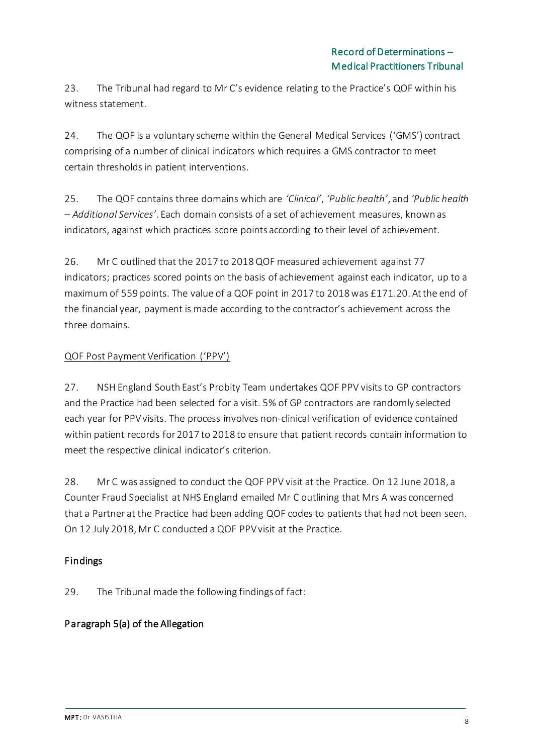23. The Tribunal had regard to Mr C's evidence relating to the Practice's QOF within his witness statement.

24. The QOF is a voluntary scheme within the General Medical Services ('GMS') contract comprising of a number of clinical indicators which requires a GMS contractor to meet certain thresholds in patient interventions.

25. The QOF contains three domains which are *'Clinical'*, *'Public health'*, and *'Public health – Additional Services'*. Each domain consists of a set of achievement measures, known as indicators, against which practices score points according to their level of achievement.

26. Mr C outlined that the 2017 to 2018 QOF measured achievement against 77 indicators; practices scored points on the basis of achievement against each indicator, up to a maximum of 559 points. The value of a QOF point in 2017 to 2018 was £171.20. At the end of the financial year, payment is made according to the contractor's achievement across the three domains.

<u>QOF Post Payment Verification ('PPV')</u>

27. NSH England South East's Probity Team undertakes QOF PPV visits to GP contractors and the Practice had been selected for a visit. 5% of GP contractors are randomly selected each year for PPV visits. The process involves non-clinical verification of evidence contained within patient records for 2017 to 2018 to ensure that patient records contain information to meet the respective clinical indicator's criterion.

28. Mr C was assigned to conduct the QOF PPV visit at the Practice. On 12 June 2018, a Counter Fraud Specialist at NHS England emailed Mr C outlining that Mrs A was concerned that a Partner at the Practice had been adding QOF codes to patients that had not been seen. On 12 July 2018, Mr C conducted a QOF PPV visit at the Practice.

## Findings

29. The Tribunal made the following findings of fact:

### Paragraph 5(a) of the Allegation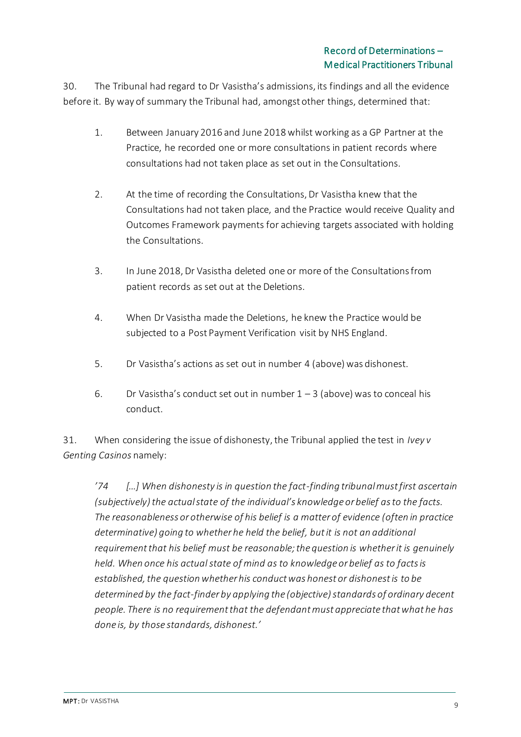30. The Tribunal had regard to Dr Vasistha's admissions, its findings and all the evidence before it. By way of summary the Tribunal had, amongst other things, determined that:

1. Between January 2016 and June 2018 whilst working as a GP Partner at the Practice, he recorded one or more consultations in patient records where consultations had not taken place as set out in the Consultations.

2. At the time of recording the Consultations, Dr Vasistha knew that the Consultations had not taken place, and the Practice would receive Quality and Outcomes Framework payments for achieving targets associated with holding the Consultations.

3. In June 2018, Dr Vasistha deleted one or more of the Consultations from patient records as set out at the Deletions.

4. When Dr Vasistha made the Deletions, he knew the Practice would be subjected to a Post Payment Verification visit by NHS England.

5. Dr Vasistha's actions as set out in number 4 (above) was dishonest.

6. Dr Vasistha's conduct set out in number 1 – 3 (above) was to conceal his conduct.

31. When considering the issue of dishonesty, the Tribunal applied the test in *Ivey v Genting Casinos* namely:

> *'74 […] When dishonesty is in question the fact-finding tribunal must first ascertain (subjectively) the actual state of the individual's knowledge or belief as to the facts. The reasonableness or otherwise of his belief is a matter of evidence (often in practice determinative) going to whether he held the belief, but it is not an additional requirement that his belief must be reasonable; the question is whether it is genuinely held. When once his actual state of mind as to knowledge or belief as to facts is established, the question whether his conduct was honest or dishonest is to be determined by the fact-finder by applying the (objective) standards of ordinary decent people. There is no requirement that the defendant must appreciate that what he has done is, by those standards, dishonest.'*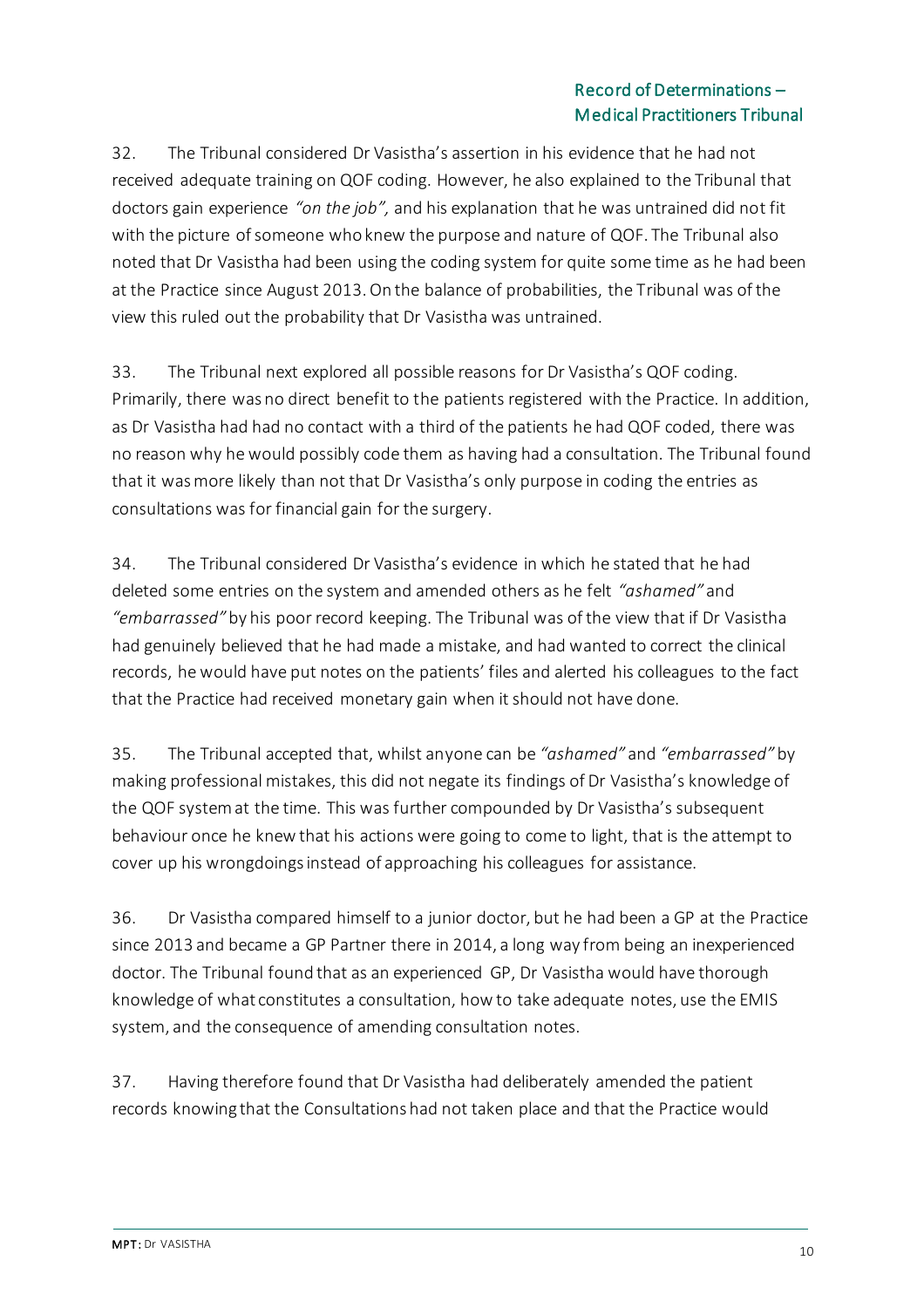32. The Tribunal considered Dr Vasistha's assertion in his evidence that he had not received adequate training on QOF coding. However, he also explained to the Tribunal that doctors gain experience *"on the job",* and his explanation that he was untrained did not fit with the picture of someone who knew the purpose and nature of QOF. The Tribunal also noted that Dr Vasistha had been using the coding system for quite some time as he had been at the Practice since August 2013. On the balance of probabilities, the Tribunal was of the view this ruled out the probability that Dr Vasistha was untrained.

33. The Tribunal next explored all possible reasons for Dr Vasistha's QOF coding. Primarily, there was no direct benefit to the patients registered with the Practice. In addition, as Dr Vasistha had had no contact with a third of the patients he had QOF coded, there was no reason why he would possibly code them as having had a consultation. The Tribunal found that it was more likely than not that Dr Vasistha's only purpose in coding the entries as consultations was for financial gain for the surgery.

34. The Tribunal considered Dr Vasistha's evidence in which he stated that he had deleted some entries on the system and amended others as he felt *"ashamed"* and *"embarrassed"* by his poor record keeping. The Tribunal was of the view that if Dr Vasistha had genuinely believed that he had made a mistake, and had wanted to correct the clinical records, he would have put notes on the patients' files and alerted his colleagues to the fact that the Practice had received monetary gain when it should not have done.

35. The Tribunal accepted that, whilst anyone can be *"ashamed"* and *"embarrassed"* by making professional mistakes, this did not negate its findings of Dr Vasistha's knowledge of the QOF system at the time. This was further compounded by Dr Vasistha's subsequent behaviour once he knew that his actions were going to come to light, that is the attempt to cover up his wrongdoings instead of approaching his colleagues for assistance.

36. Dr Vasistha compared himself to a junior doctor, but he had been a GP at the Practice since 2013 and became a GP Partner there in 2014, a long way from being an inexperienced doctor. The Tribunal found that as an experienced GP, Dr Vasistha would have thorough knowledge of what constitutes a consultation, how to take adequate notes, use the EMIS system, and the consequence of amending consultation notes.

37. Having therefore found that Dr Vasistha had deliberately amended the patient records knowing that the Consultations had not taken place and that the Practice would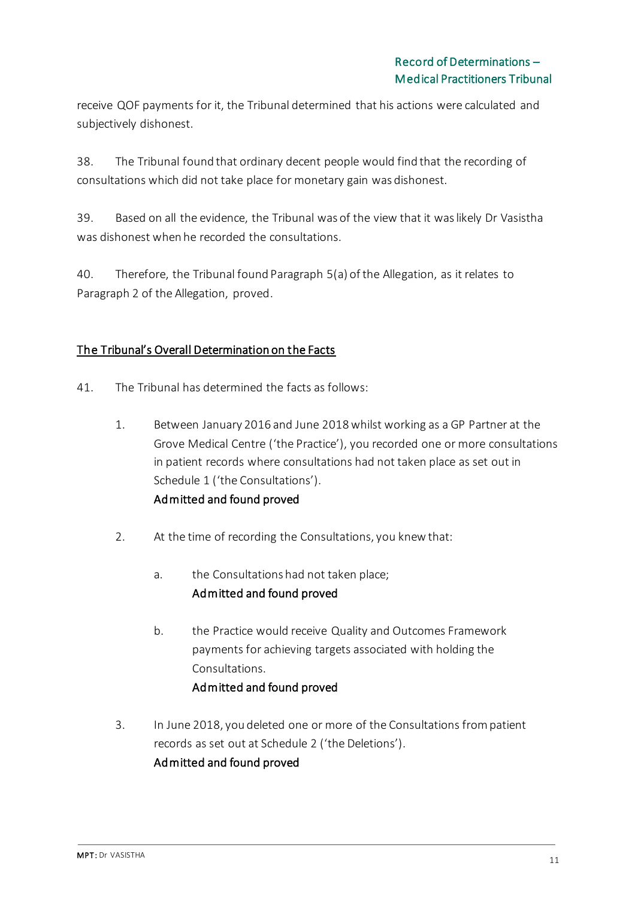receive QOF payments for it, the Tribunal determined that his actions were calculated and subjectively dishonest.

38. The Tribunal found that ordinary decent people would find that the recording of consultations which did not take place for monetary gain was dishonest.

39. Based on all the evidence, the Tribunal was of the view that it was likely Dr Vasistha was dishonest when he recorded the consultations.

40. Therefore, the Tribunal found Paragraph 5(a) of the Allegation, as it relates to Paragraph 2 of the Allegation, proved.

## The Tribunal's Overall Determination on the Facts

41. The Tribunal has determined the facts as follows:

1. Between January 2016 and June 2018 whilst working as a GP Partner at the Grove Medical Centre ('the Practice'), you recorded one or more consultations in patient records where consultations had not taken place as set out in Schedule 1 ('the Consultations').
   **Admitted and found proved**

2. At the time of recording the Consultations, you knew that:

   a. the Consultations had not taken place;
      **Admitted and found proved**

   b. the Practice would receive Quality and Outcomes Framework payments for achieving targets associated with holding the Consultations.
      **Admitted and found proved**

3. In June 2018, you deleted one or more of the Consultations from patient records as set out at Schedule 2 ('the Deletions').
   **Admitted and found proved**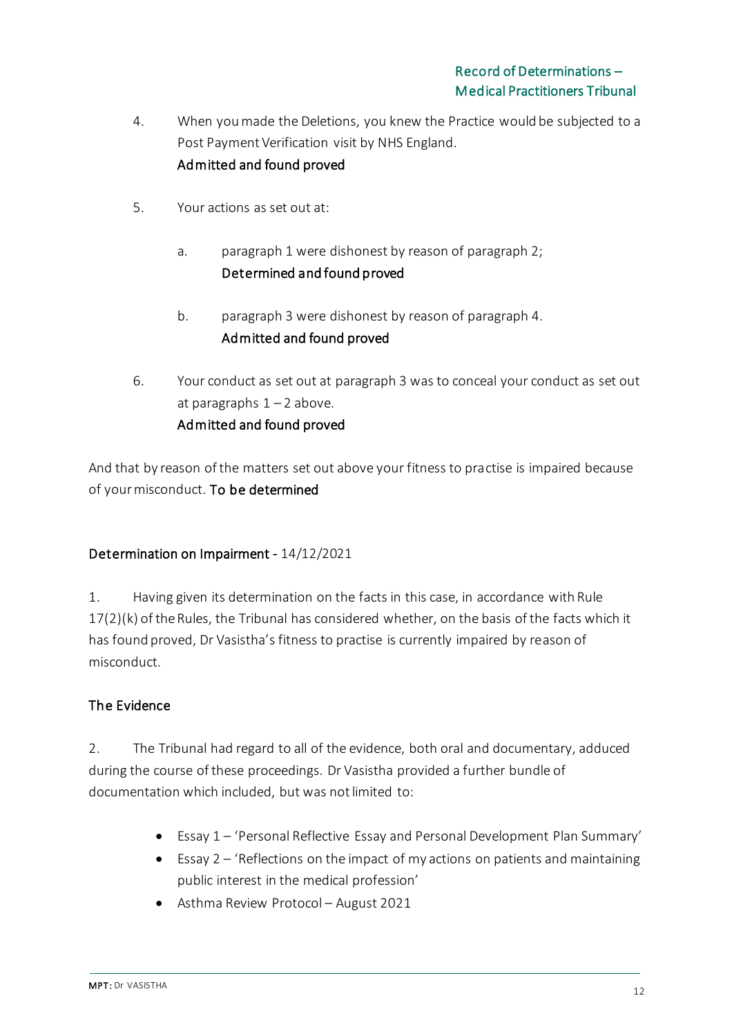4. When you made the Deletions, you knew the Practice would be subjected to a Post Payment Verification visit by NHS England.
   **Admitted and found proved**

5. Your actions as set out at:

   a. paragraph 1 were dishonest by reason of paragraph 2;
      **Determined and found proved**

   b. paragraph 3 were dishonest by reason of paragraph 4.
      **Admitted and found proved**

6. Your conduct as set out at paragraph 3 was to conceal your conduct as set out at paragraphs 1 – 2 above.
   **Admitted and found proved**

And that by reason of the matters set out above your fitness to practise is impaired because of your misconduct. **To be determined**

## Determination on Impairment - 14/12/2021

1. Having given its determination on the facts in this case, in accordance with Rule 17(2)(k) of the Rules, the Tribunal has considered whether, on the basis of the facts which it has found proved, Dr Vasistha's fitness to practise is currently impaired by reason of misconduct.

### The Evidence

2. The Tribunal had regard to all of the evidence, both oral and documentary, adduced during the course of these proceedings. Dr Vasistha provided a further bundle of documentation which included, but was not limited to:

- Essay 1 – 'Personal Reflective Essay and Personal Development Plan Summary'
- Essay 2 – 'Reflections on the impact of my actions on patients and maintaining public interest in the medical profession'
- Asthma Review Protocol – August 2021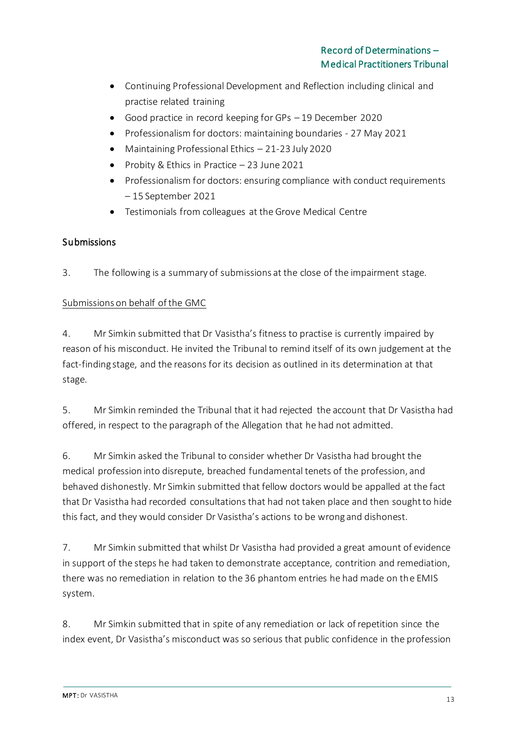- Continuing Professional Development and Reflection including clinical and practise related training
- Good practice in record keeping for GPs – 19 December 2020
- Professionalism for doctors: maintaining boundaries - 27 May 2021
- Maintaining Professional Ethics – 21-23 July 2020
- Probity & Ethics in Practice – 23 June 2021
- Professionalism for doctors: ensuring compliance with conduct requirements – 15 September 2021
- Testimonials from colleagues at the Grove Medical Centre

## Submissions

3. The following is a summary of submissions at the close of the impairment stage.

<u>Submissions on behalf of the GMC</u>

4. Mr Simkin submitted that Dr Vasistha's fitness to practise is currently impaired by reason of his misconduct. He invited the Tribunal to remind itself of its own judgement at the fact-finding stage, and the reasons for its decision as outlined in its determination at that stage.

5. Mr Simkin reminded the Tribunal that it had rejected the account that Dr Vasistha had offered, in respect to the paragraph of the Allegation that he had not admitted.

6. Mr Simkin asked the Tribunal to consider whether Dr Vasistha had brought the medical profession into disrepute, breached fundamental tenets of the profession, and behaved dishonestly. Mr Simkin submitted that fellow doctors would be appalled at the fact that Dr Vasistha had recorded consultations that had not taken place and then sought to hide this fact, and they would consider Dr Vasistha's actions to be wrong and dishonest.

7. Mr Simkin submitted that whilst Dr Vasistha had provided a great amount of evidence in support of the steps he had taken to demonstrate acceptance, contrition and remediation, there was no remediation in relation to the 36 phantom entries he had made on the EMIS system.

8. Mr Simkin submitted that in spite of any remediation or lack of repetition since the index event, Dr Vasistha's misconduct was so serious that public confidence in the profession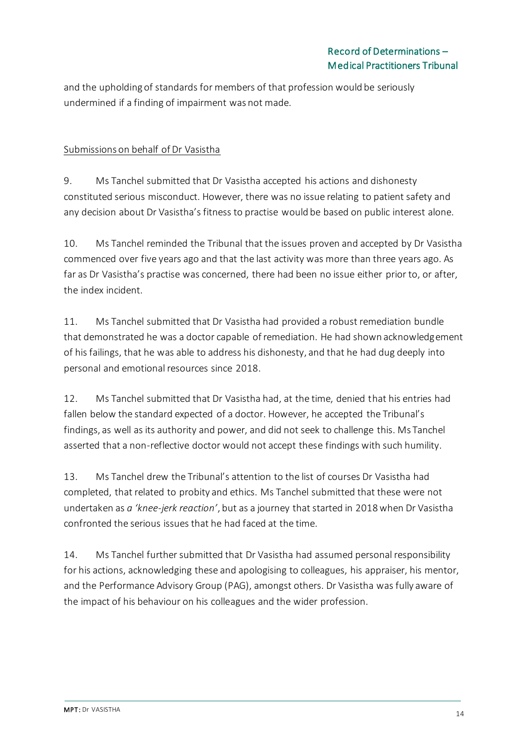and the upholding of standards for members of that profession would be seriously undermined if a finding of impairment was not made.

Submissions on behalf of Dr Vasistha

9. Ms Tanchel submitted that Dr Vasistha accepted his actions and dishonesty constituted serious misconduct. However, there was no issue relating to patient safety and any decision about Dr Vasistha's fitness to practise would be based on public interest alone.

10. Ms Tanchel reminded the Tribunal that the issues proven and accepted by Dr Vasistha commenced over five years ago and that the last activity was more than three years ago. As far as Dr Vasistha's practise was concerned, there had been no issue either prior to, or after, the index incident.

11. Ms Tanchel submitted that Dr Vasistha had provided a robust remediation bundle that demonstrated he was a doctor capable of remediation. He had shown acknowledgement of his failings, that he was able to address his dishonesty, and that he had dug deeply into personal and emotional resources since 2018.

12. Ms Tanchel submitted that Dr Vasistha had, at the time, denied that his entries had fallen below the standard expected of a doctor. However, he accepted the Tribunal's findings, as well as its authority and power, and did not seek to challenge this. Ms Tanchel asserted that a non-reflective doctor would not accept these findings with such humility.

13. Ms Tanchel drew the Tribunal's attention to the list of courses Dr Vasistha had completed, that related to probity and ethics. Ms Tanchel submitted that these were not undertaken as *a 'knee-jerk reaction'*, but as a journey that started in 2018 when Dr Vasistha confronted the serious issues that he had faced at the time.

14. Ms Tanchel further submitted that Dr Vasistha had assumed personal responsibility for his actions, acknowledging these and apologising to colleagues, his appraiser, his mentor, and the Performance Advisory Group (PAG), amongst others. Dr Vasistha was fully aware of the impact of his behaviour on his colleagues and the wider profession.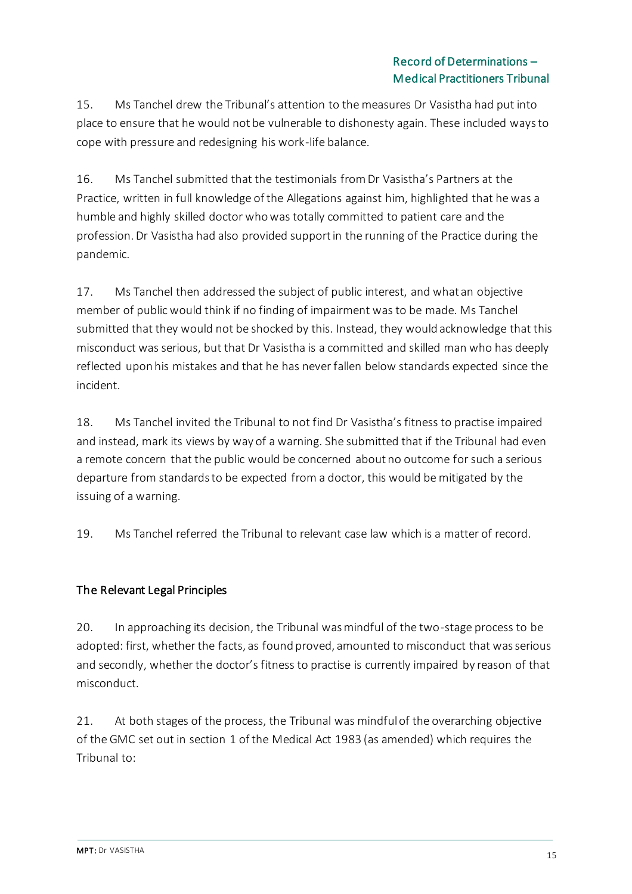15. Ms Tanchel drew the Tribunal's attention to the measures Dr Vasistha had put into place to ensure that he would not be vulnerable to dishonesty again. These included ways to cope with pressure and redesigning his work-life balance.

16. Ms Tanchel submitted that the testimonials from Dr Vasistha's Partners at the Practice, written in full knowledge of the Allegations against him, highlighted that he was a humble and highly skilled doctor who was totally committed to patient care and the profession. Dr Vasistha had also provided support in the running of the Practice during the pandemic.

17. Ms Tanchel then addressed the subject of public interest, and what an objective member of public would think if no finding of impairment was to be made. Ms Tanchel submitted that they would not be shocked by this. Instead, they would acknowledge that this misconduct was serious, but that Dr Vasistha is a committed and skilled man who has deeply reflected upon his mistakes and that he has never fallen below standards expected since the incident.

18. Ms Tanchel invited the Tribunal to not find Dr Vasistha's fitness to practise impaired and instead, mark its views by way of a warning. She submitted that if the Tribunal had even a remote concern that the public would be concerned about no outcome for such a serious departure from standards to be expected from a doctor, this would be mitigated by the issuing of a warning.

19. Ms Tanchel referred the Tribunal to relevant case law which is a matter of record.

## The Relevant Legal Principles

20. In approaching its decision, the Tribunal was mindful of the two-stage process to be adopted: first, whether the facts, as found proved, amounted to misconduct that was serious and secondly, whether the doctor's fitness to practise is currently impaired by reason of that misconduct.

21. At both stages of the process, the Tribunal was mindful of the overarching objective of the GMC set out in section 1 of the Medical Act 1983 (as amended) which requires the Tribunal to: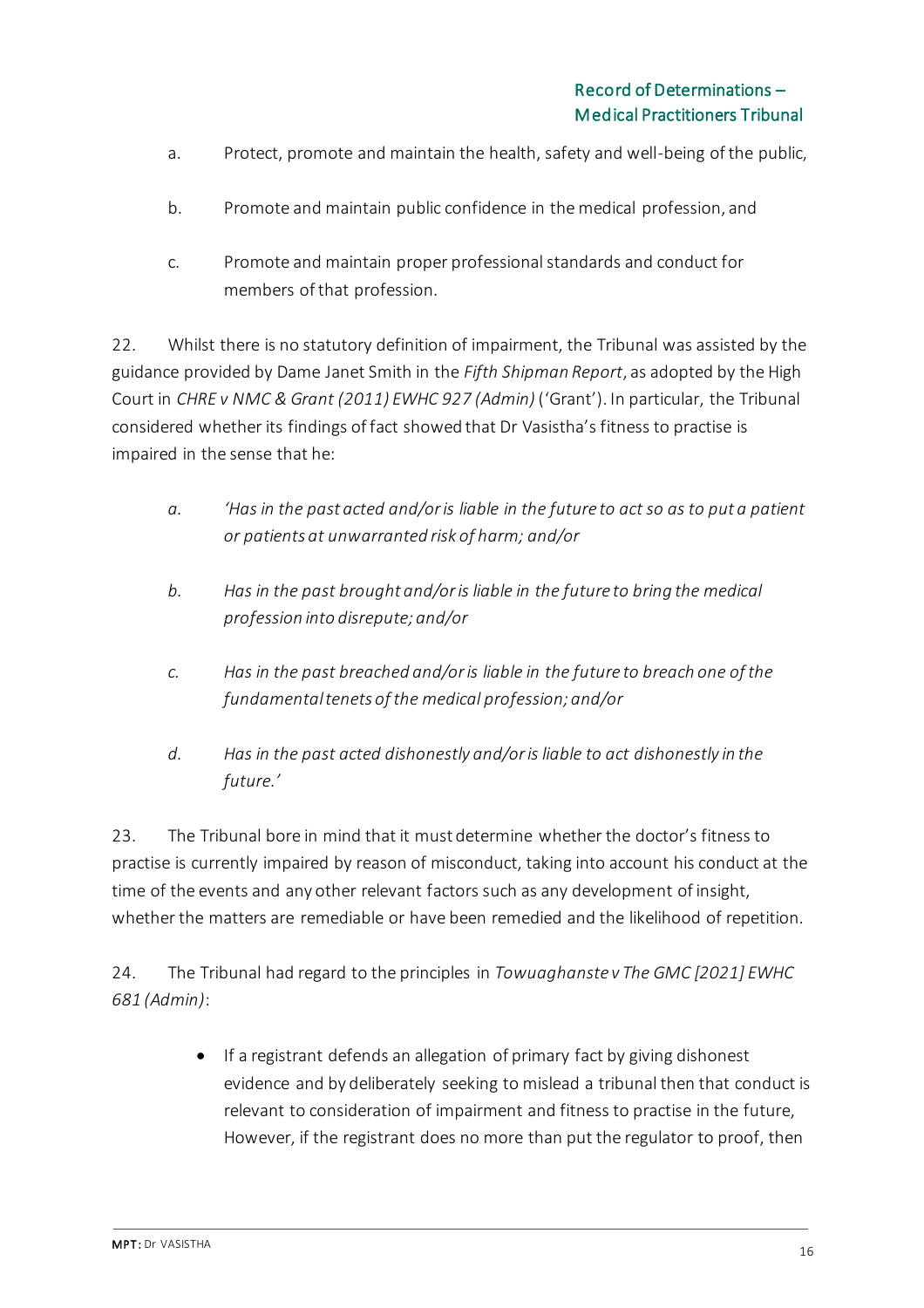a. Protect, promote and maintain the health, safety and well-being of the public,

b. Promote and maintain public confidence in the medical profession, and

c. Promote and maintain proper professional standards and conduct for members of that profession.

22. Whilst there is no statutory definition of impairment, the Tribunal was assisted by the guidance provided by Dame Janet Smith in the *Fifth Shipman Report*, as adopted by the High Court in *CHRE v NMC & Grant (2011) EWHC 927 (Admin)* ('Grant'). In particular, the Tribunal considered whether its findings of fact showed that Dr Vasistha's fitness to practise is impaired in the sense that he:

> *a. 'Has in the past acted and/or is liable in the future to act so as to put a patient or patients at unwarranted risk of harm; and/or*
>
> *b. Has in the past brought and/or is liable in the future to bring the medical profession into disrepute; and/or*
>
> *c. Has in the past breached and/or is liable in the future to breach one of the fundamental tenets of the medical profession; and/or*
>
> *d. Has in the past acted dishonestly and/or is liable to act dishonestly in the future.'*

23. The Tribunal bore in mind that it must determine whether the doctor's fitness to practise is currently impaired by reason of misconduct, taking into account his conduct at the time of the events and any other relevant factors such as any development of insight, whether the matters are remediable or have been remedied and the likelihood of repetition.

24. The Tribunal had regard to the principles in *Towuaghanste v The GMC [2021] EWHC 681 (Admin)*:

- If a registrant defends an allegation of primary fact by giving dishonest evidence and by deliberately seeking to mislead a tribunal then that conduct is relevant to consideration of impairment and fitness to practise in the future, However, if the registrant does no more than put the regulator to proof, then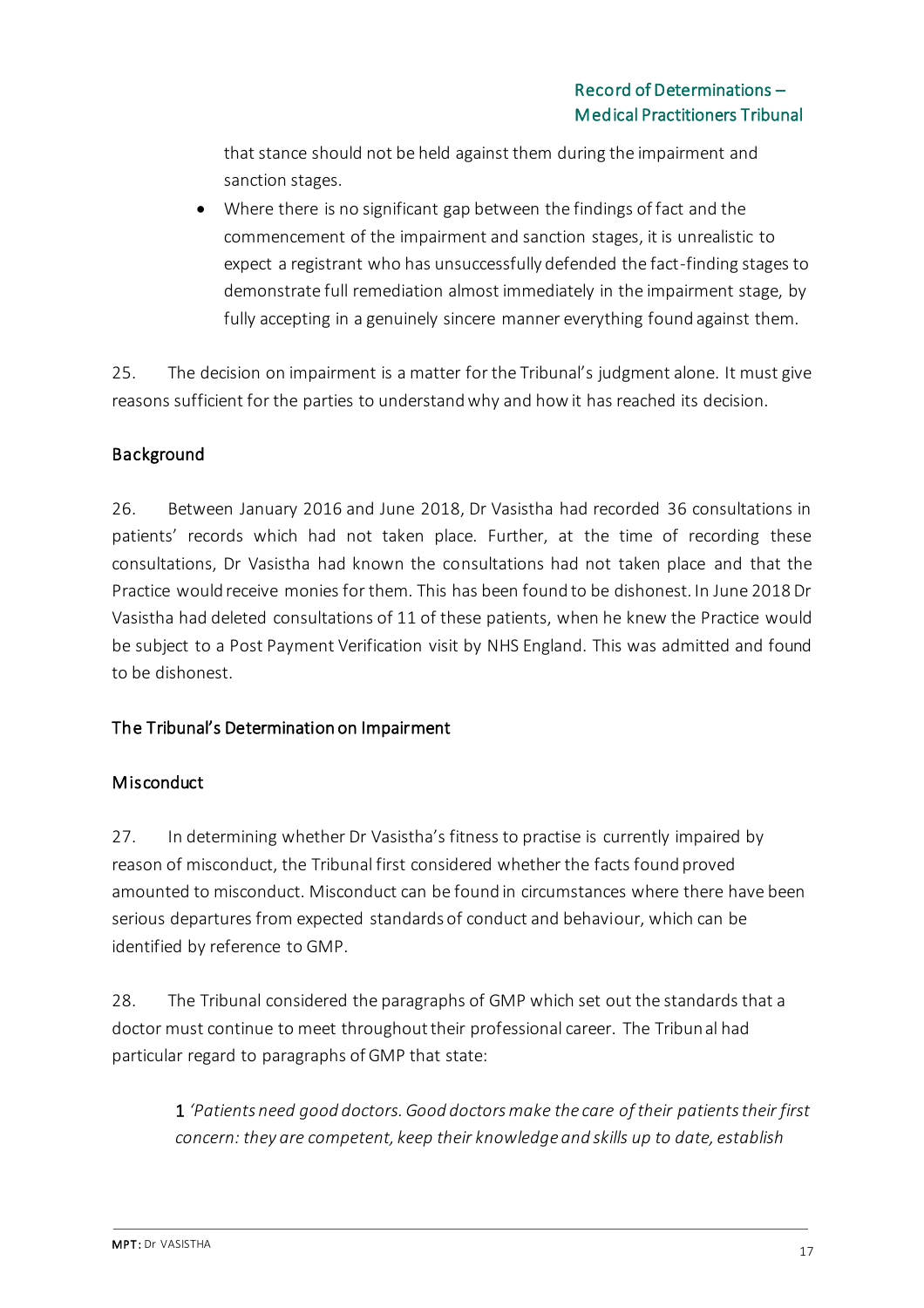that stance should not be held against them during the impairment and sanction stages.

- Where there is no significant gap between the findings of fact and the commencement of the impairment and sanction stages, it is unrealistic to expect a registrant who has unsuccessfully defended the fact-finding stages to demonstrate full remediation almost immediately in the impairment stage, by fully accepting in a genuinely sincere manner everything found against them.

25. The decision on impairment is a matter for the Tribunal's judgment alone. It must give reasons sufficient for the parties to understand why and how it has reached its decision.

## Background

26. Between January 2016 and June 2018, Dr Vasistha had recorded 36 consultations in patients' records which had not taken place. Further, at the time of recording these consultations, Dr Vasistha had known the consultations had not taken place and that the Practice would receive monies for them. This has been found to be dishonest. In June 2018 Dr Vasistha had deleted consultations of 11 of these patients, when he knew the Practice would be subject to a Post Payment Verification visit by NHS England. This was admitted and found to be dishonest.

## The Tribunal's Determination on Impairment

### Misconduct

27. In determining whether Dr Vasistha's fitness to practise is currently impaired by reason of misconduct, the Tribunal first considered whether the facts found proved amounted to misconduct. Misconduct can be found in circumstances where there have been serious departures from expected standards of conduct and behaviour, which can be identified by reference to GMP.

28. The Tribunal considered the paragraphs of GMP which set out the standards that a doctor must continue to meet throughout their professional career. The Tribunal had particular regard to paragraphs of GMP that state:

> 1 *'Patients need good doctors. Good doctors make the care of their patients their first concern: they are competent, keep their knowledge and skills up to date, establish*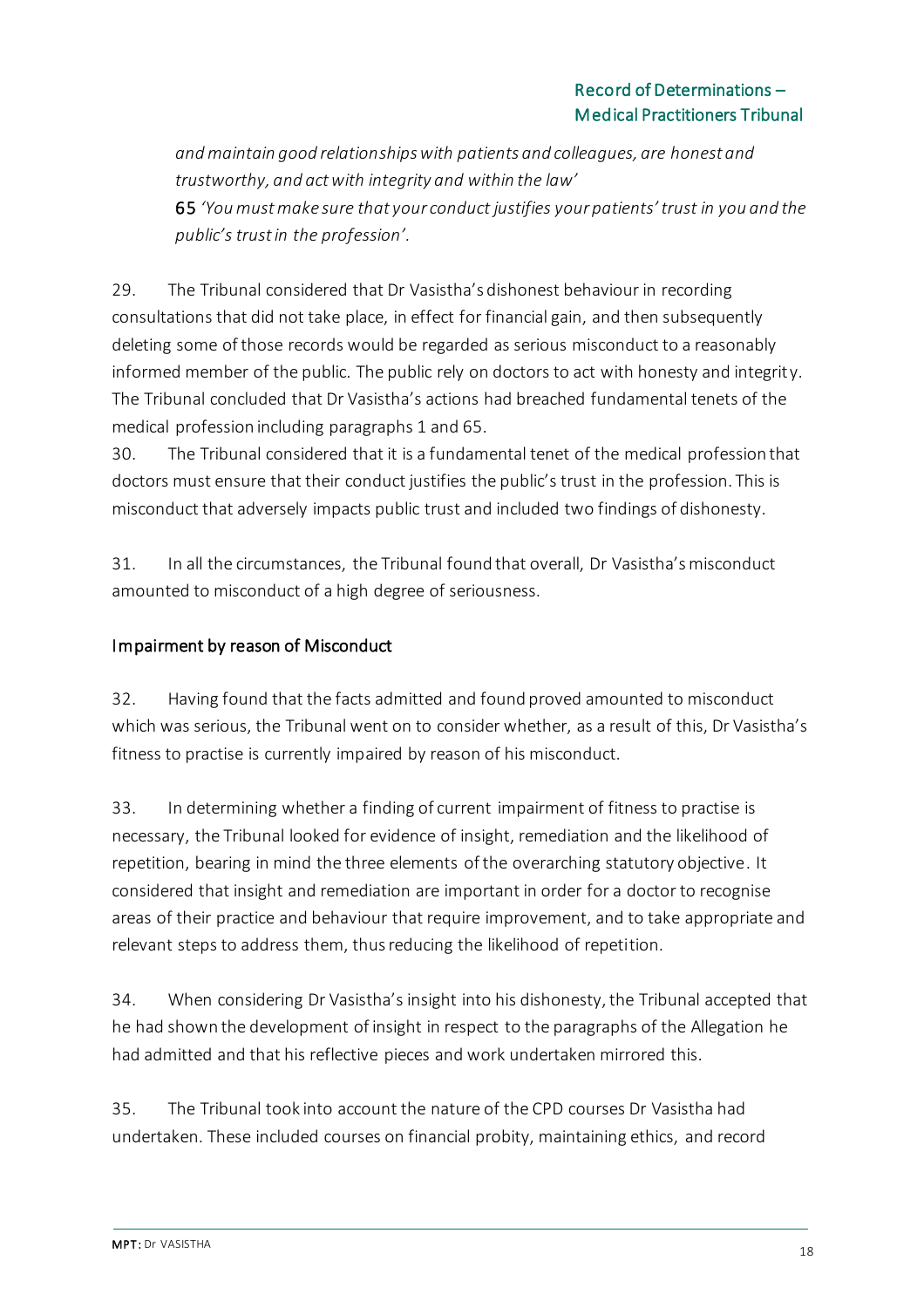*and maintain good relationships with patients and colleagues, are honest and trustworthy, and act with integrity and within the law'*

65 *'You must make sure that your conduct justifies your patients' trust in you and the public's trust in the profession'.*

29. The Tribunal considered that Dr Vasistha's dishonest behaviour in recording consultations that did not take place, in effect for financial gain, and then subsequently deleting some of those records would be regarded as serious misconduct to a reasonably informed member of the public. The public rely on doctors to act with honesty and integrity. The Tribunal concluded that Dr Vasistha's actions had breached fundamental tenets of the medical profession including paragraphs 1 and 65.

30. The Tribunal considered that it is a fundamental tenet of the medical profession that doctors must ensure that their conduct justifies the public's trust in the profession. This is misconduct that adversely impacts public trust and included two findings of dishonesty.

31. In all the circumstances, the Tribunal found that overall, Dr Vasistha's misconduct amounted to misconduct of a high degree of seriousness.

## Impairment by reason of Misconduct

32. Having found that the facts admitted and found proved amounted to misconduct which was serious, the Tribunal went on to consider whether, as a result of this, Dr Vasistha's fitness to practise is currently impaired by reason of his misconduct.

33. In determining whether a finding of current impairment of fitness to practise is necessary, the Tribunal looked for evidence of insight, remediation and the likelihood of repetition, bearing in mind the three elements of the overarching statutory objective. It considered that insight and remediation are important in order for a doctor to recognise areas of their practice and behaviour that require improvement, and to take appropriate and relevant steps to address them, thus reducing the likelihood of repetition.

34. When considering Dr Vasistha's insight into his dishonesty, the Tribunal accepted that he had shown the development of insight in respect to the paragraphs of the Allegation he had admitted and that his reflective pieces and work undertaken mirrored this.

35. The Tribunal took into account the nature of the CPD courses Dr Vasistha had undertaken. These included courses on financial probity, maintaining ethics, and record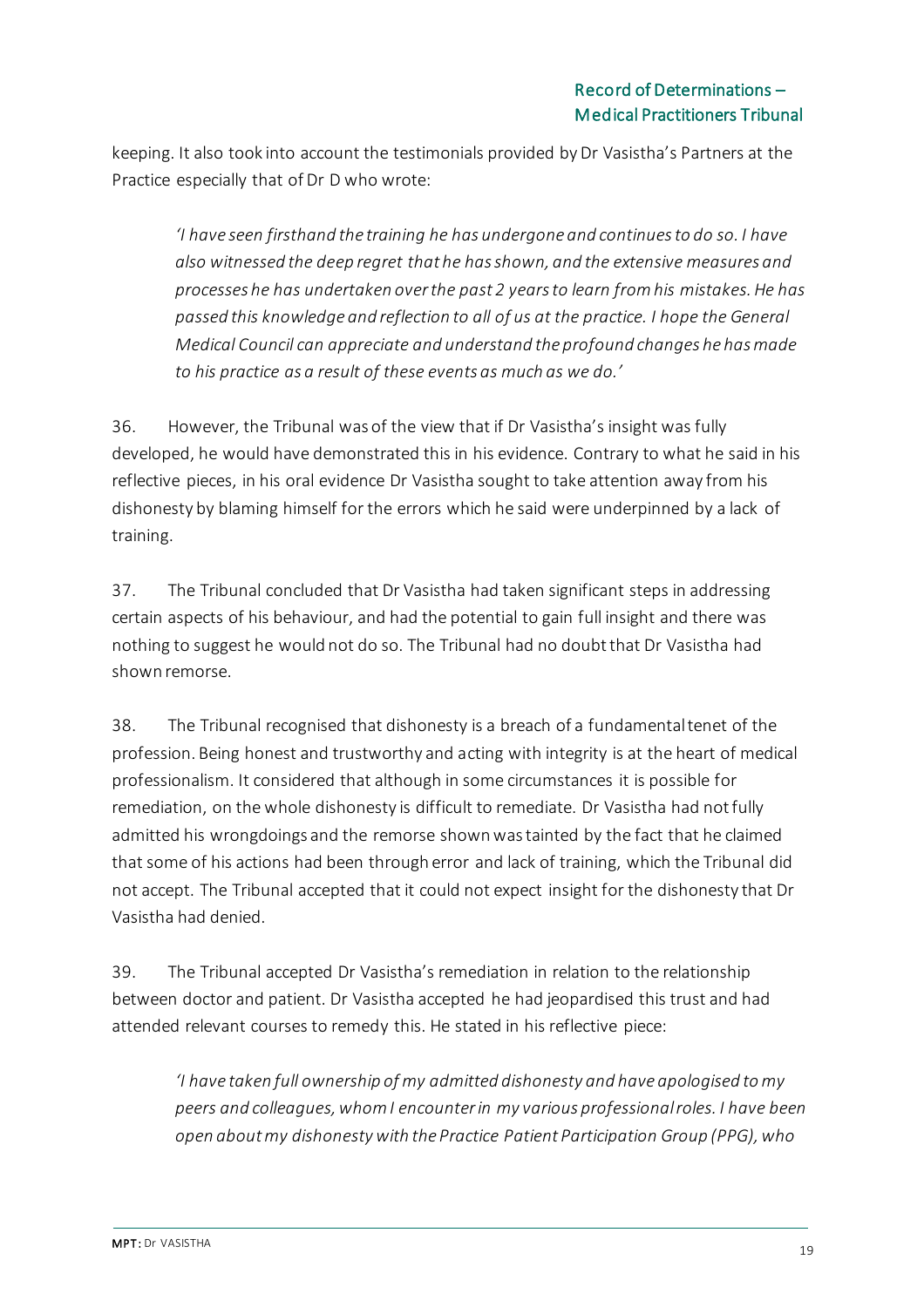keeping. It also took into account the testimonials provided by Dr Vasistha's Partners at the Practice especially that of Dr D who wrote:

> *'I have seen firsthand the training he has undergone and continues to do so. I have also witnessed the deep regret that he has shown, and the extensive measures and processes he has undertaken over the past 2 years to learn from his mistakes. He has passed this knowledge and reflection to all of us at the practice. I hope the General Medical Council can appreciate and understand the profound changes he has made to his practice as a result of these events as much as we do.'*

36. However, the Tribunal was of the view that if Dr Vasistha's insight was fully developed, he would have demonstrated this in his evidence. Contrary to what he said in his reflective pieces, in his oral evidence Dr Vasistha sought to take attention away from his dishonesty by blaming himself for the errors which he said were underpinned by a lack of training.

37. The Tribunal concluded that Dr Vasistha had taken significant steps in addressing certain aspects of his behaviour, and had the potential to gain full insight and there was nothing to suggest he would not do so. The Tribunal had no doubt that Dr Vasistha had shown remorse.

38. The Tribunal recognised that dishonesty is a breach of a fundamental tenet of the profession. Being honest and trustworthy and acting with integrity is at the heart of medical professionalism. It considered that although in some circumstances it is possible for remediation, on the whole dishonesty is difficult to remediate. Dr Vasistha had not fully admitted his wrongdoings and the remorse shown was tainted by the fact that he claimed that some of his actions had been through error and lack of training, which the Tribunal did not accept. The Tribunal accepted that it could not expect insight for the dishonesty that Dr Vasistha had denied.

39. The Tribunal accepted Dr Vasistha's remediation in relation to the relationship between doctor and patient. Dr Vasistha accepted he had jeopardised this trust and had attended relevant courses to remedy this. He stated in his reflective piece:

> *'I have taken full ownership of my admitted dishonesty and have apologised to my peers and colleagues, whom I encounter in my various professional roles. I have been open about my dishonesty with the Practice Patient Participation Group (PPG), who*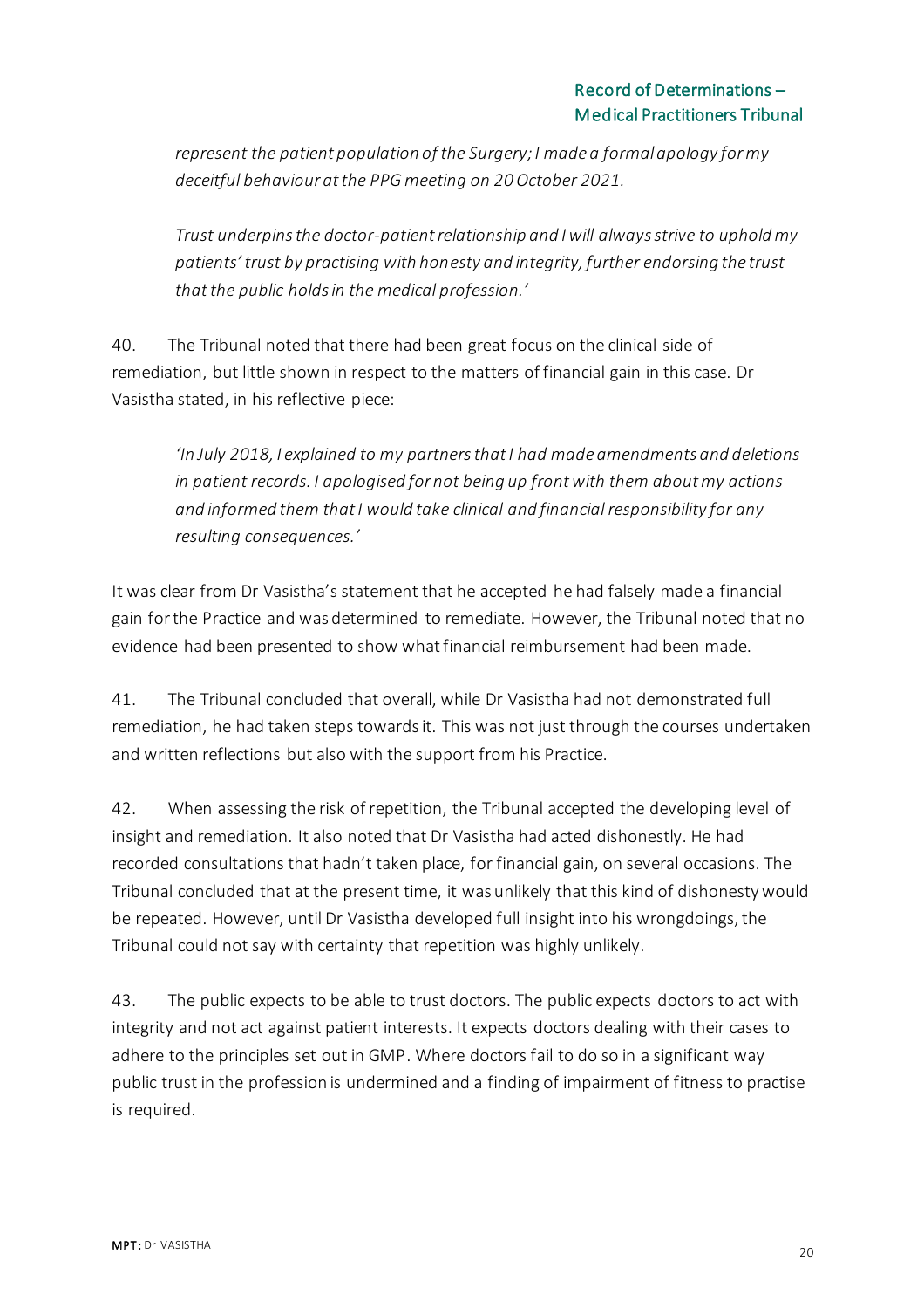*represent the patient population of the Surgery; I made a formal apology for my deceitful behaviour at the PPG meeting on 20 October 2021.*

*Trust underpins the doctor-patient relationship and I will always strive to uphold my patients' trust by practising with honesty and integrity, further endorsing the trust that the public holds in the medical profession.'*

40. The Tribunal noted that there had been great focus on the clinical side of remediation, but little shown in respect to the matters of financial gain in this case. Dr Vasistha stated, in his reflective piece:

> *'In July 2018, I explained to my partners that I had made amendments and deletions in patient records. I apologised for not being up front with them about my actions and informed them that I would take clinical and financial responsibility for any resulting consequences.'*

It was clear from Dr Vasistha's statement that he accepted he had falsely made a financial gain for the Practice and was determined to remediate. However, the Tribunal noted that no evidence had been presented to show what financial reimbursement had been made.

41. The Tribunal concluded that overall, while Dr Vasistha had not demonstrated full remediation, he had taken steps towards it. This was not just through the courses undertaken and written reflections but also with the support from his Practice.

42. When assessing the risk of repetition, the Tribunal accepted the developing level of insight and remediation. It also noted that Dr Vasistha had acted dishonestly. He had recorded consultations that hadn't taken place, for financial gain, on several occasions. The Tribunal concluded that at the present time, it was unlikely that this kind of dishonesty would be repeated. However, until Dr Vasistha developed full insight into his wrongdoings, the Tribunal could not say with certainty that repetition was highly unlikely.

43. The public expects to be able to trust doctors. The public expects doctors to act with integrity and not act against patient interests. It expects doctors dealing with their cases to adhere to the principles set out in GMP. Where doctors fail to do so in a significant way public trust in the profession is undermined and a finding of impairment of fitness to practise is required.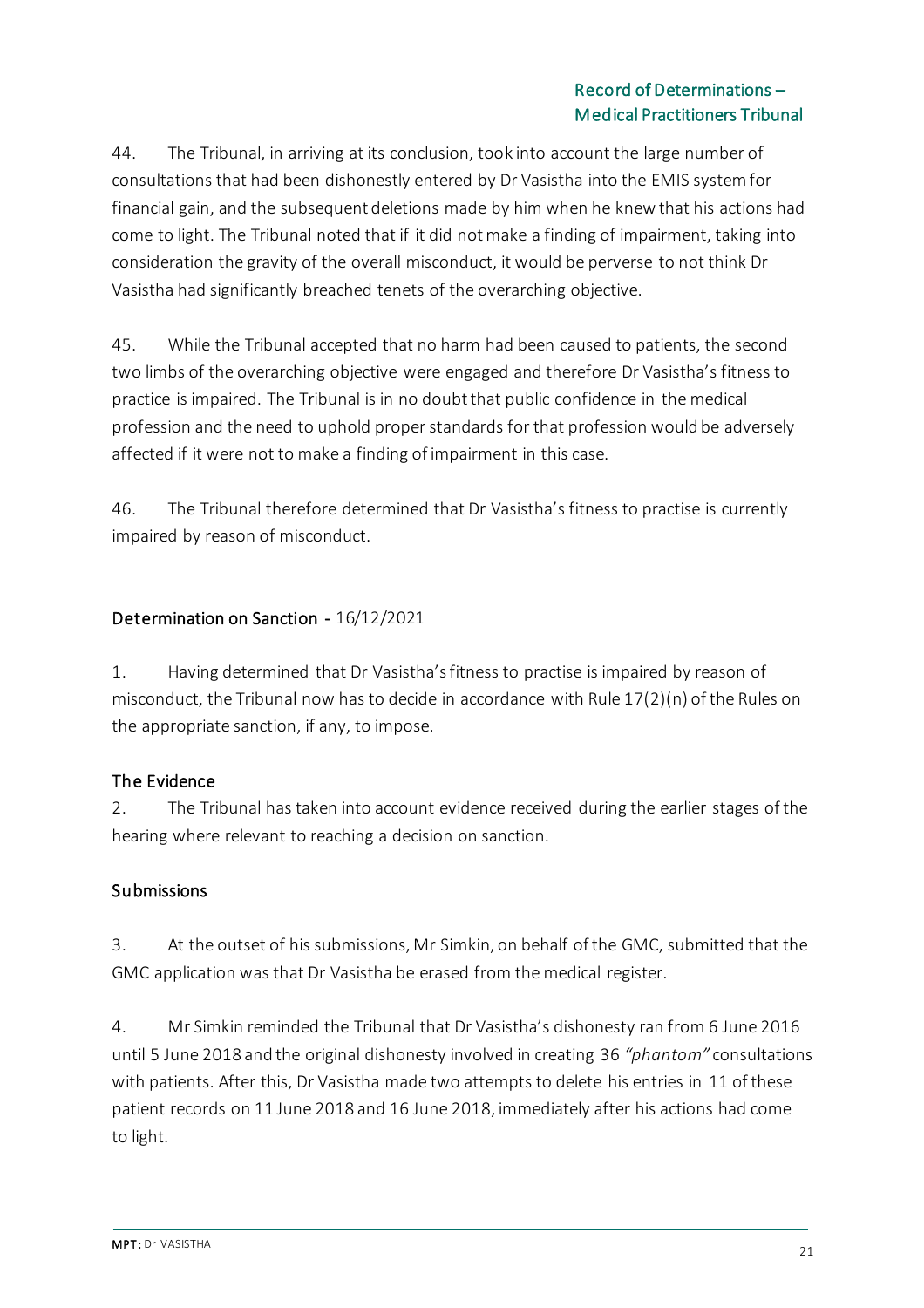44. The Tribunal, in arriving at its conclusion, took into account the large number of consultations that had been dishonestly entered by Dr Vasistha into the EMIS system for financial gain, and the subsequent deletions made by him when he knew that his actions had come to light. The Tribunal noted that if it did not make a finding of impairment, taking into consideration the gravity of the overall misconduct, it would be perverse to not think Dr Vasistha had significantly breached tenets of the overarching objective.

45. While the Tribunal accepted that no harm had been caused to patients, the second two limbs of the overarching objective were engaged and therefore Dr Vasistha's fitness to practice is impaired. The Tribunal is in no doubt that public confidence in the medical profession and the need to uphold proper standards for that profession would be adversely affected if it were not to make a finding of impairment in this case.

46. The Tribunal therefore determined that Dr Vasistha's fitness to practise is currently impaired by reason of misconduct.

## Determination on Sanction - 16/12/2021

1. Having determined that Dr Vasistha's fitness to practise is impaired by reason of misconduct, the Tribunal now has to decide in accordance with Rule 17(2)(n) of the Rules on the appropriate sanction, if any, to impose.

### The Evidence

2. The Tribunal has taken into account evidence received during the earlier stages of the hearing where relevant to reaching a decision on sanction.

### Submissions

3. At the outset of his submissions, Mr Simkin, on behalf of the GMC, submitted that the GMC application was that Dr Vasistha be erased from the medical register.

4. Mr Simkin reminded the Tribunal that Dr Vasistha's dishonesty ran from 6 June 2016 until 5 June 2018 and the original dishonesty involved in creating 36 *"phantom"* consultations with patients. After this, Dr Vasistha made two attempts to delete his entries in 11 of these patient records on 11 June 2018 and 16 June 2018, immediately after his actions had come to light.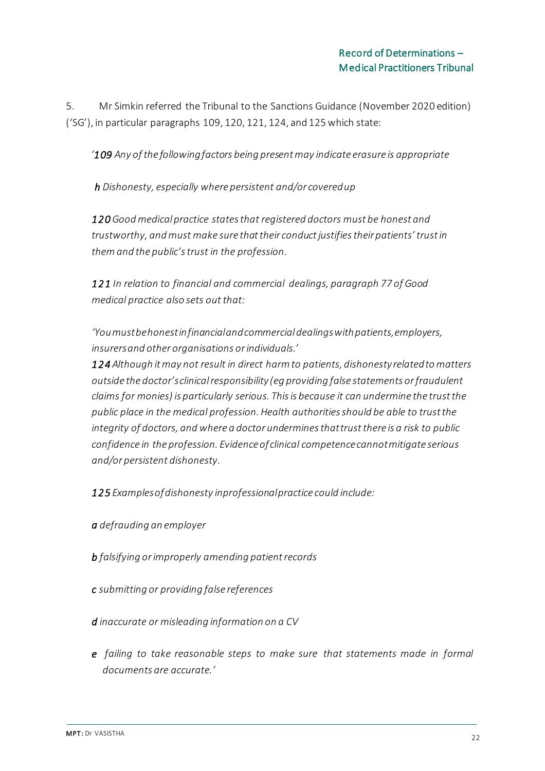5. Mr Simkin referred the Tribunal to the Sanctions Guidance (November 2020 edition) ('SG'), in particular paragraphs 109, 120, 121, 124, and 125 which state:

*'**109** Any of the following factors being present may indicate erasure is appropriate*

***h** Dishonesty, especially where persistent and/or covered up*

***120** Good medical practice states that registered doctors must be honest and trustworthy, and must make sure that their conduct justifies their patients' trust in them and the public's trust in the profession.*

***121** In relation to financial and commercial dealings, paragraph 77 of Good medical practice also sets out that:*

*'You must be honest in financial and commercial dealings with patients, employers, insurers and other organisations or individuals.'*

***124** Although it may not result in direct harm to patients, dishonesty related to matters outside the doctor's clinical responsibility (eg providing false statements or fraudulent claims for monies) is particularly serious. This is because it can undermine the trust the public place in the medical profession. Health authorities should be able to trust the integrity of doctors, and where a doctor undermines that trust there is a risk to public confidence in the profession. Evidence of clinical competence cannot mitigate serious and/or persistent dishonesty.*

***125** Examples of dishonesty in professional practice could include:*

***a** defrauding an employer*

***b** falsifying or improperly amending patient records*

***c** submitting or providing false references*

***d** inaccurate or misleading information on a CV*

***e** failing to take reasonable steps to make sure that statements made in formal documents are accurate.'*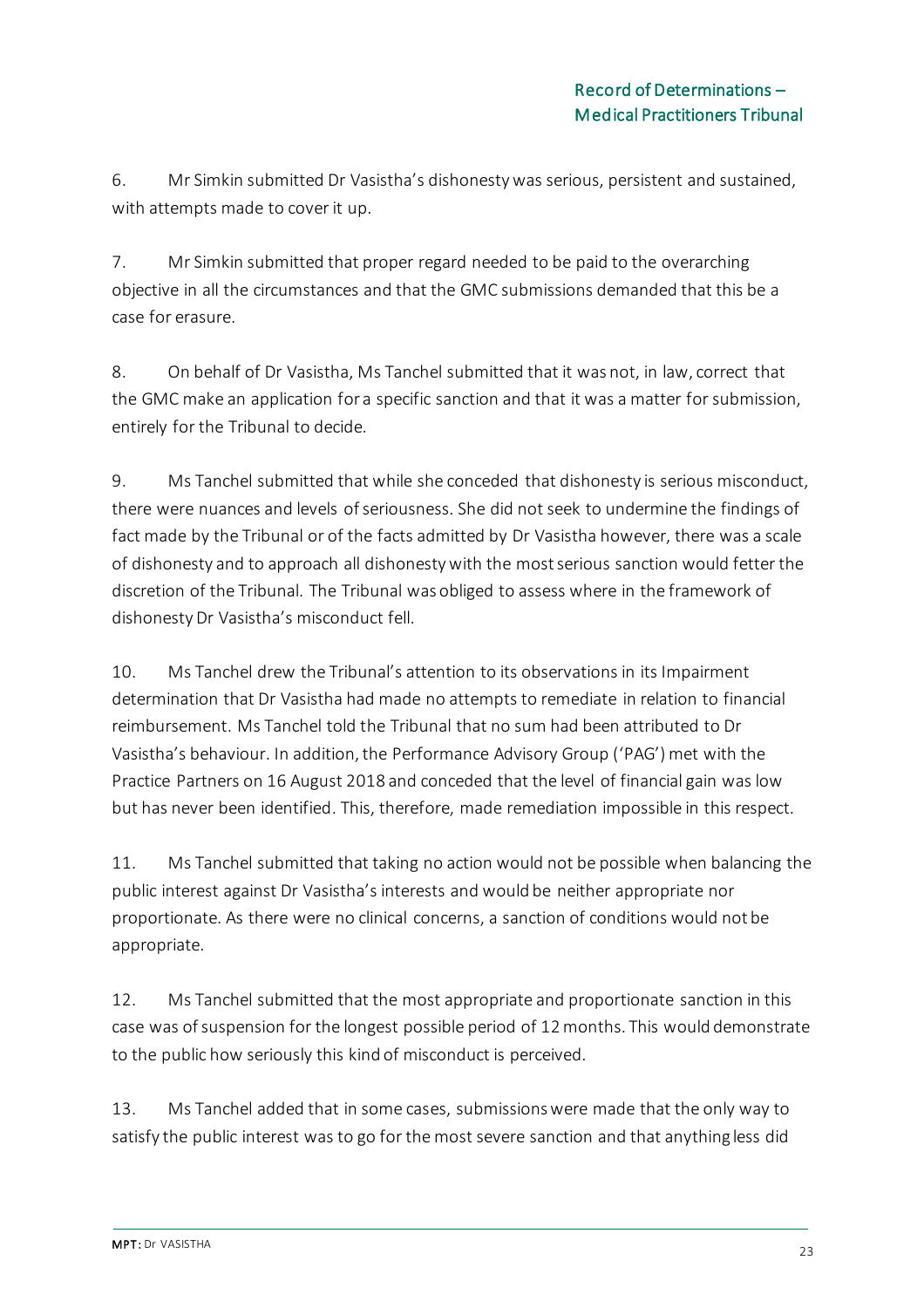6. Mr Simkin submitted Dr Vasistha's dishonesty was serious, persistent and sustained, with attempts made to cover it up.

7. Mr Simkin submitted that proper regard needed to be paid to the overarching objective in all the circumstances and that the GMC submissions demanded that this be a case for erasure.

8. On behalf of Dr Vasistha, Ms Tanchel submitted that it was not, in law, correct that the GMC make an application for a specific sanction and that it was a matter for submission, entirely for the Tribunal to decide.

9. Ms Tanchel submitted that while she conceded that dishonesty is serious misconduct, there were nuances and levels of seriousness. She did not seek to undermine the findings of fact made by the Tribunal or of the facts admitted by Dr Vasistha however, there was a scale of dishonesty and to approach all dishonesty with the most serious sanction would fetter the discretion of the Tribunal. The Tribunal was obliged to assess where in the framework of dishonesty Dr Vasistha's misconduct fell.

10. Ms Tanchel drew the Tribunal's attention to its observations in its Impairment determination that Dr Vasistha had made no attempts to remediate in relation to financial reimbursement. Ms Tanchel told the Tribunal that no sum had been attributed to Dr Vasistha's behaviour. In addition, the Performance Advisory Group ('PAG') met with the Practice Partners on 16 August 2018 and conceded that the level of financial gain was low but has never been identified. This, therefore, made remediation impossible in this respect.

11. Ms Tanchel submitted that taking no action would not be possible when balancing the public interest against Dr Vasistha's interests and would be neither appropriate nor proportionate. As there were no clinical concerns, a sanction of conditions would not be appropriate.

12. Ms Tanchel submitted that the most appropriate and proportionate sanction in this case was of suspension for the longest possible period of 12 months. This would demonstrate to the public how seriously this kind of misconduct is perceived.

13. Ms Tanchel added that in some cases, submissions were made that the only way to satisfy the public interest was to go for the most severe sanction and that anything less did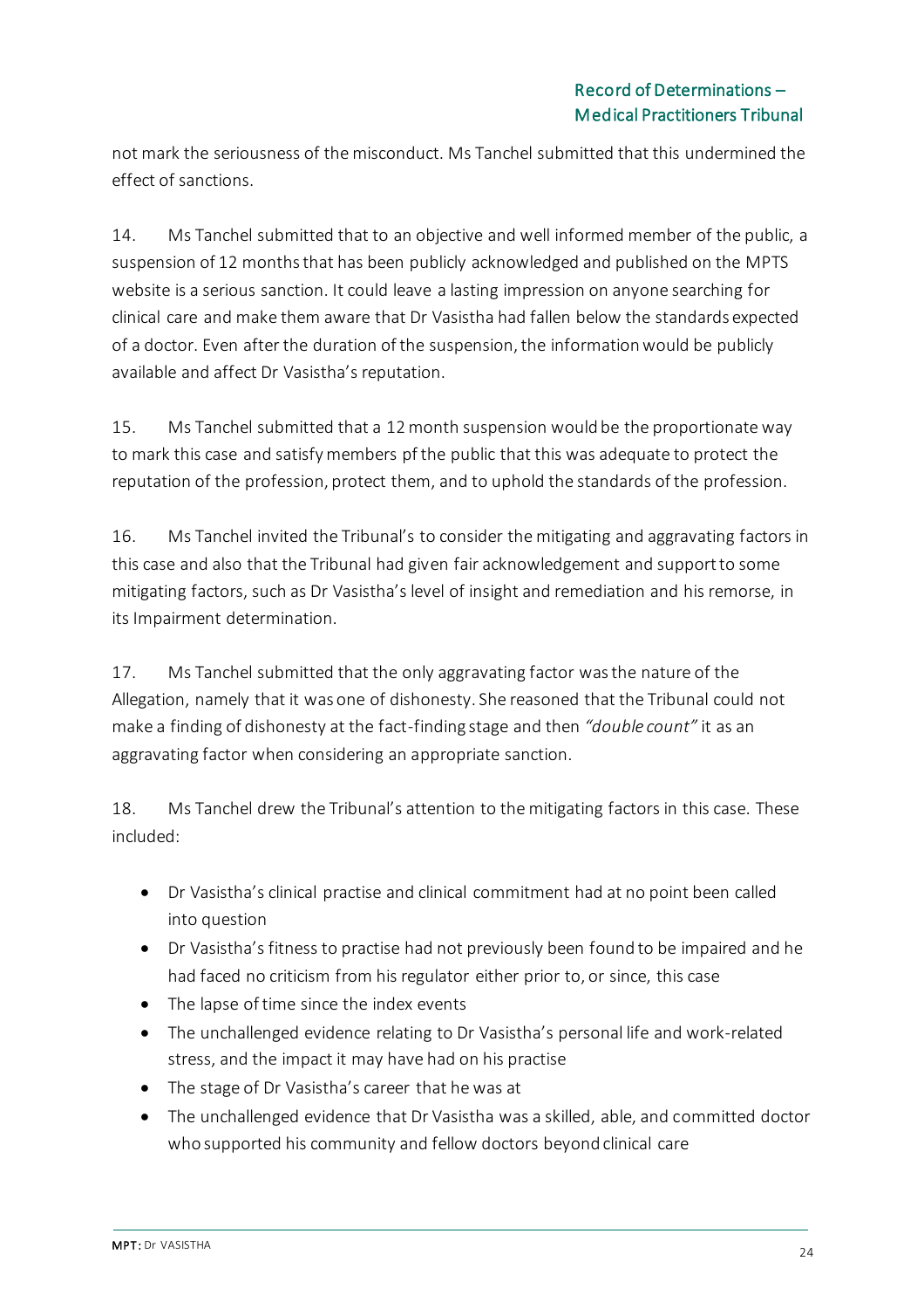not mark the seriousness of the misconduct. Ms Tanchel submitted that this undermined the effect of sanctions.

14. Ms Tanchel submitted that to an objective and well informed member of the public, a suspension of 12 months that has been publicly acknowledged and published on the MPTS website is a serious sanction. It could leave a lasting impression on anyone searching for clinical care and make them aware that Dr Vasistha had fallen below the standards expected of a doctor. Even after the duration of the suspension, the information would be publicly available and affect Dr Vasistha's reputation.

15. Ms Tanchel submitted that a 12 month suspension would be the proportionate way to mark this case and satisfy members pf the public that this was adequate to protect the reputation of the profession, protect them, and to uphold the standards of the profession.

16. Ms Tanchel invited the Tribunal's to consider the mitigating and aggravating factors in this case and also that the Tribunal had given fair acknowledgement and support to some mitigating factors, such as Dr Vasistha's level of insight and remediation and his remorse, in its Impairment determination.

17. Ms Tanchel submitted that the only aggravating factor was the nature of the Allegation, namely that it was one of dishonesty. She reasoned that the Tribunal could not make a finding of dishonesty at the fact-finding stage and then *"double count"* it as an aggravating factor when considering an appropriate sanction.

18. Ms Tanchel drew the Tribunal's attention to the mitigating factors in this case. These included:

- Dr Vasistha's clinical practise and clinical commitment had at no point been called into question
- Dr Vasistha's fitness to practise had not previously been found to be impaired and he had faced no criticism from his regulator either prior to, or since, this case
- The lapse of time since the index events
- The unchallenged evidence relating to Dr Vasistha's personal life and work-related stress, and the impact it may have had on his practise
- The stage of Dr Vasistha's career that he was at
- The unchallenged evidence that Dr Vasistha was a skilled, able, and committed doctor who supported his community and fellow doctors beyond clinical care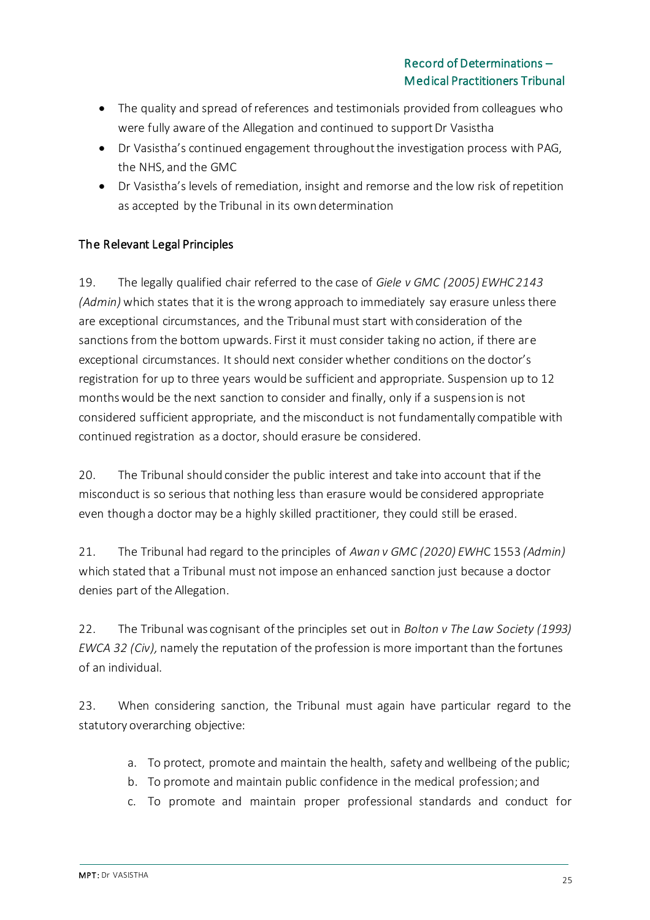- The quality and spread of references and testimonials provided from colleagues who were fully aware of the Allegation and continued to support Dr Vasistha
- Dr Vasistha's continued engagement throughout the investigation process with PAG, the NHS, and the GMC
- Dr Vasistha's levels of remediation, insight and remorse and the low risk of repetition as accepted by the Tribunal in its own determination

## The Relevant Legal Principles

19. The legally qualified chair referred to the case of *Giele v GMC (2005) EWHC 2143 (Admin)* which states that it is the wrong approach to immediately say erasure unless there are exceptional circumstances, and the Tribunal must start with consideration of the sanctions from the bottom upwards. First it must consider taking no action, if there are exceptional circumstances. It should next consider whether conditions on the doctor's registration for up to three years would be sufficient and appropriate. Suspension up to 12 months would be the next sanction to consider and finally, only if a suspension is not considered sufficient appropriate, and the misconduct is not fundamentally compatible with continued registration as a doctor, should erasure be considered.

20. The Tribunal should consider the public interest and take into account that if the misconduct is so serious that nothing less than erasure would be considered appropriate even though a doctor may be a highly skilled practitioner, they could still be erased.

21. The Tribunal had regard to the principles of *Awan v GMC (2020) EWHC 1553 (Admin)* which stated that a Tribunal must not impose an enhanced sanction just because a doctor denies part of the Allegation.

22. The Tribunal was cognisant of the principles set out in *Bolton v The Law Society (1993) EWCA 32 (Civ),* namely the reputation of the profession is more important than the fortunes of an individual.

23. When considering sanction, the Tribunal must again have particular regard to the statutory overarching objective:

a. To protect, promote and maintain the health, safety and wellbeing of the public;
b. To promote and maintain public confidence in the medical profession; and
c. To promote and maintain proper professional standards and conduct for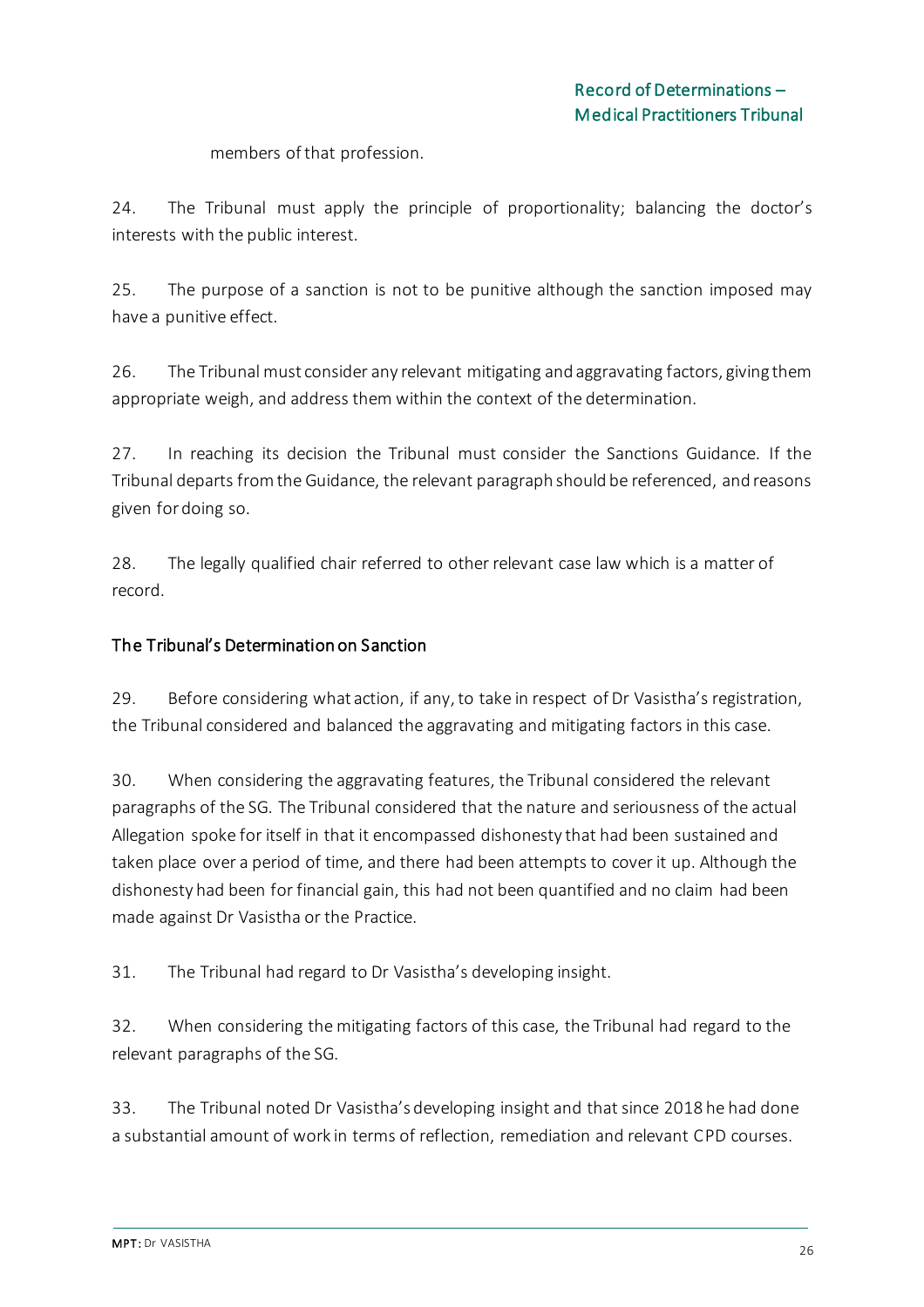members of that profession.

24. The Tribunal must apply the principle of proportionality; balancing the doctor's interests with the public interest.

25. The purpose of a sanction is not to be punitive although the sanction imposed may have a punitive effect.

26. The Tribunal must consider any relevant mitigating and aggravating factors, giving them appropriate weigh, and address them within the context of the determination.

27. In reaching its decision the Tribunal must consider the Sanctions Guidance. If the Tribunal departs from the Guidance, the relevant paragraph should be referenced, and reasons given for doing so.

28. The legally qualified chair referred to other relevant case law which is a matter of record.

## The Tribunal's Determination on Sanction

29. Before considering what action, if any, to take in respect of Dr Vasistha's registration, the Tribunal considered and balanced the aggravating and mitigating factors in this case.

30. When considering the aggravating features, the Tribunal considered the relevant paragraphs of the SG. The Tribunal considered that the nature and seriousness of the actual Allegation spoke for itself in that it encompassed dishonesty that had been sustained and taken place over a period of time, and there had been attempts to cover it up. Although the dishonesty had been for financial gain, this had not been quantified and no claim had been made against Dr Vasistha or the Practice.

31. The Tribunal had regard to Dr Vasistha's developing insight.

32. When considering the mitigating factors of this case, the Tribunal had regard to the relevant paragraphs of the SG.

33. The Tribunal noted Dr Vasistha's developing insight and that since 2018 he had done a substantial amount of work in terms of reflection, remediation and relevant CPD courses.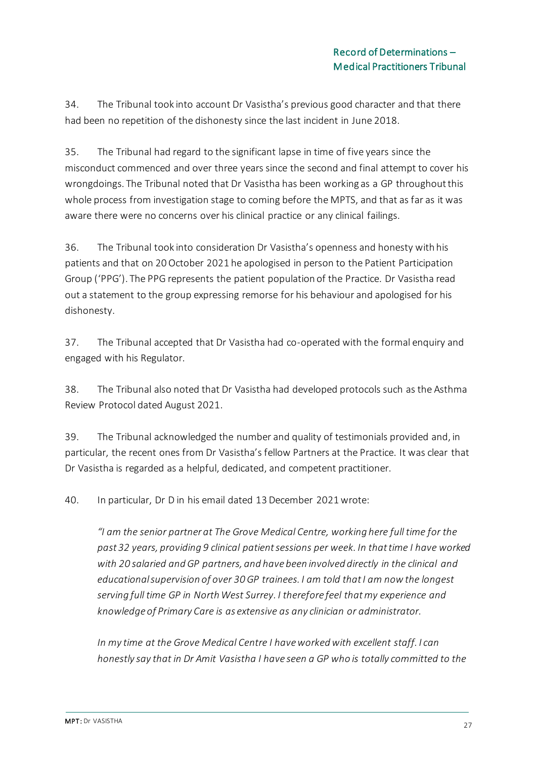34. The Tribunal took into account Dr Vasistha's previous good character and that there had been no repetition of the dishonesty since the last incident in June 2018.

35. The Tribunal had regard to the significant lapse in time of five years since the misconduct commenced and over three years since the second and final attempt to cover his wrongdoings. The Tribunal noted that Dr Vasistha has been working as a GP throughout this whole process from investigation stage to coming before the MPTS, and that as far as it was aware there were no concerns over his clinical practice or any clinical failings.

36. The Tribunal took into consideration Dr Vasistha's openness and honesty with his patients and that on 20 October 2021 he apologised in person to the Patient Participation Group ('PPG'). The PPG represents the patient population of the Practice. Dr Vasistha read out a statement to the group expressing remorse for his behaviour and apologised for his dishonesty.

37. The Tribunal accepted that Dr Vasistha had co-operated with the formal enquiry and engaged with his Regulator.

38. The Tribunal also noted that Dr Vasistha had developed protocols such as the Asthma Review Protocol dated August 2021.

39. The Tribunal acknowledged the number and quality of testimonials provided and, in particular, the recent ones from Dr Vasistha's fellow Partners at the Practice. It was clear that Dr Vasistha is regarded as a helpful, dedicated, and competent practitioner.

40. In particular, Dr D in his email dated 13 December 2021 wrote:

> *"I am the senior partner at The Grove Medical Centre, working here full time for the past 32 years, providing 9 clinical patient sessions per week. In that time I have worked with 20 salaried and GP partners, and have been involved directly in the clinical and educational supervision of over 30 GP trainees. I am told that I am now the longest serving full time GP in North West Surrey. I therefore feel that my experience and knowledge of Primary Care is as extensive as any clinician or administrator.*
>
> *In my time at the Grove Medical Centre I have worked with excellent staff. I can honestly say that in Dr Amit Vasistha I have seen a GP who is totally committed to the*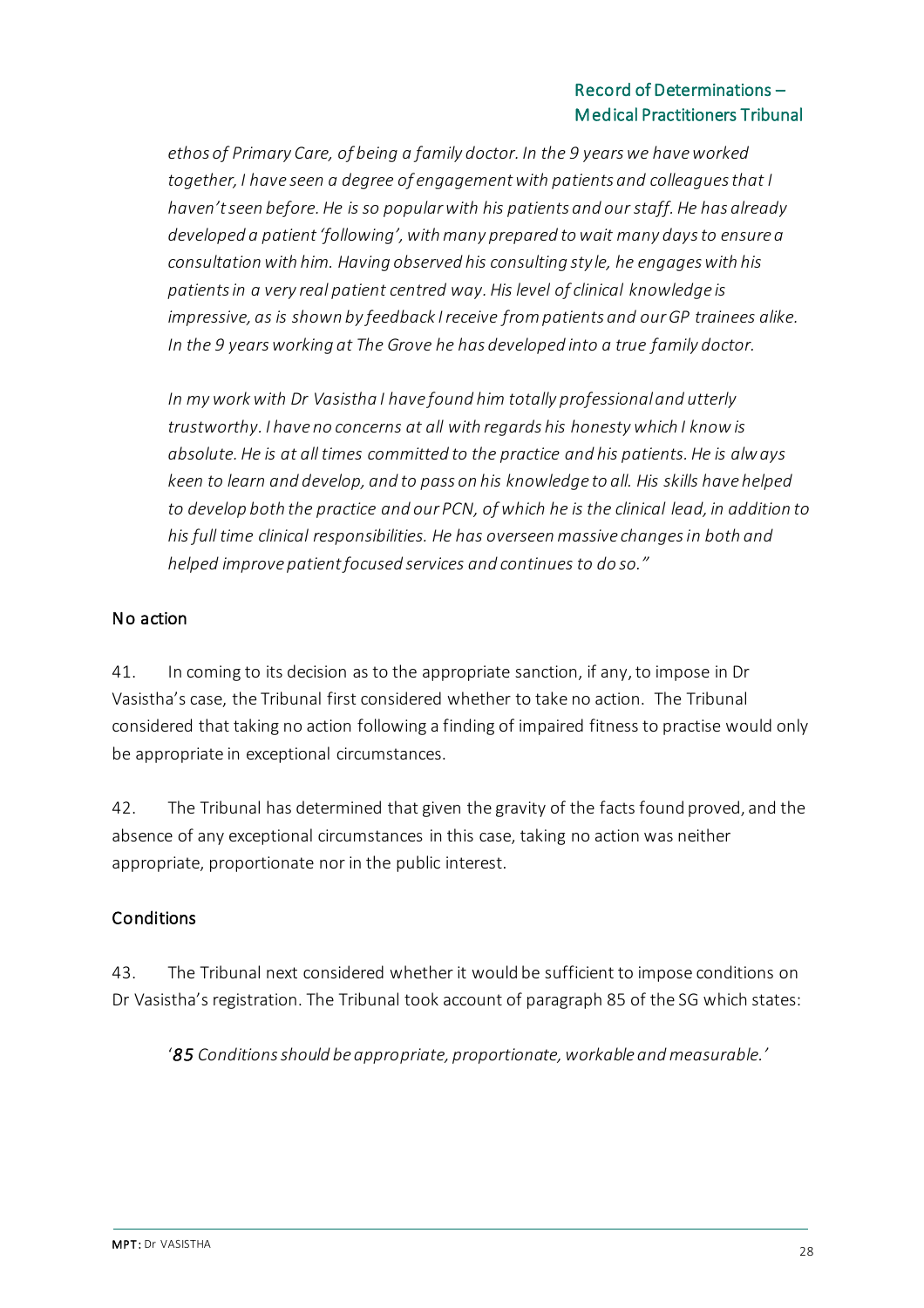*ethos of Primary Care, of being a family doctor. In the 9 years we have worked together, I have seen a degree of engagement with patients and colleagues that I haven't seen before. He is so popular with his patients and our staff. He has already developed a patient 'following', with many prepared to wait many days to ensure a consultation with him. Having observed his consulting style, he engages with his patients in a very real patient centred way. His level of clinical knowledge is impressive, as is shown by feedback I receive from patients and our GP trainees alike. In the 9 years working at The Grove he has developed into a true family doctor.*

*In my work with Dr Vasistha I have found him totally professional and utterly trustworthy. I have no concerns at all with regards his honesty which I know is absolute. He is at all times committed to the practice and his patients. He is always keen to learn and develop, and to pass on his knowledge to all. His skills have helped to develop both the practice and our PCN, of which he is the clinical lead, in addition to his full time clinical responsibilities. He has overseen massive changes in both and helped improve patient focused services and continues to do so."*

## No action

41. In coming to its decision as to the appropriate sanction, if any, to impose in Dr Vasistha's case, the Tribunal first considered whether to take no action. The Tribunal considered that taking no action following a finding of impaired fitness to practise would only be appropriate in exceptional circumstances.

42. The Tribunal has determined that given the gravity of the facts found proved, and the absence of any exceptional circumstances in this case, taking no action was neither appropriate, proportionate nor in the public interest.

## Conditions

43. The Tribunal next considered whether it would be sufficient to impose conditions on Dr Vasistha's registration. The Tribunal took account of paragraph 85 of the SG which states:

> '*85 Conditions should be appropriate, proportionate, workable and measurable.'*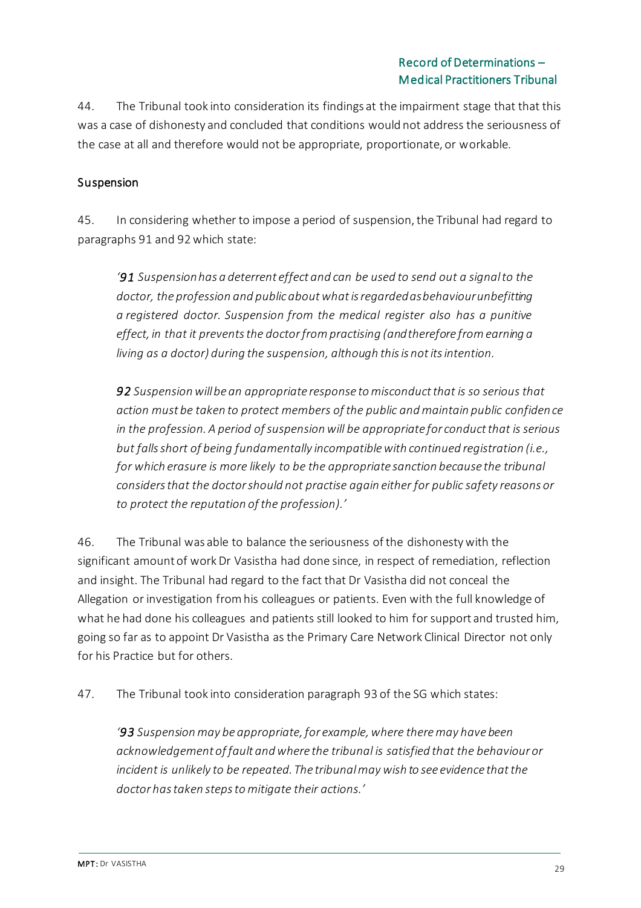44. The Tribunal took into consideration its findings at the impairment stage that that this was a case of dishonesty and concluded that conditions would not address the seriousness of the case at all and therefore would not be appropriate, proportionate, or workable.

### Suspension

45. In considering whether to impose a period of suspension, the Tribunal had regard to paragraphs 91 and 92 which state:

> *'**91** Suspension has a deterrent effect and can be used to send out a signal to the doctor, the profession and public about what is regarded as behaviour unbefitting a registered doctor. Suspension from the medical register also has a punitive effect, in that it prevents the doctor from practising (and therefore from earning a living as a doctor) during the suspension, although this is not its intention.*
>
> ***92** Suspension will be an appropriate response to misconduct that is so serious that action must be taken to protect members of the public and maintain public confidence in the profession. A period of suspension will be appropriate for conduct that is serious but falls short of being fundamentally incompatible with continued registration (i.e., for which erasure is more likely to be the appropriate sanction because the tribunal considers that the doctor should not practise again either for public safety reasons or to protect the reputation of the profession).'*

46. The Tribunal was able to balance the seriousness of the dishonesty with the significant amount of work Dr Vasistha had done since, in respect of remediation, reflection and insight. The Tribunal had regard to the fact that Dr Vasistha did not conceal the Allegation or investigation from his colleagues or patients. Even with the full knowledge of what he had done his colleagues and patients still looked to him for support and trusted him, going so far as to appoint Dr Vasistha as the Primary Care Network Clinical Director not only for his Practice but for others.

47. The Tribunal took into consideration paragraph 93 of the SG which states:

> *'**93** Suspension may be appropriate, for example, where there may have been acknowledgement of fault and where the tribunal is satisfied that the behaviour or incident is unlikely to be repeated. The tribunal may wish to see evidence that the doctor has taken steps to mitigate their actions.'*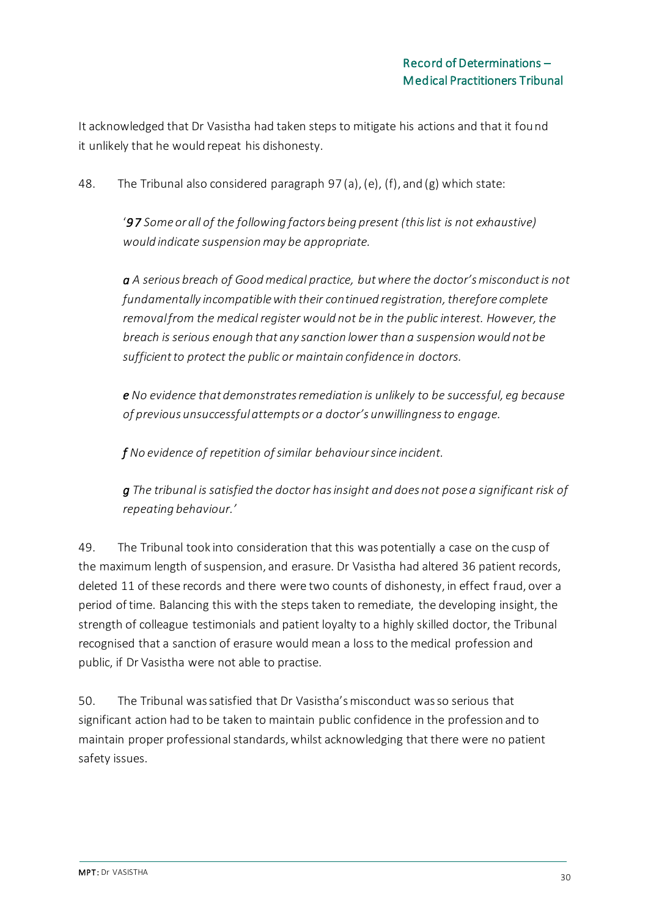It acknowledged that Dr Vasistha had taken steps to mitigate his actions and that it found it unlikely that he would repeat his dishonesty.

48. The Tribunal also considered paragraph 97 (a), (e), (f), and (g) which state:

> '***97*** *Some or all of the following factors being present (this list is not exhaustive) would indicate suspension may be appropriate.*
>
> ***a*** *A serious breach of Good medical practice, but where the doctor's misconduct is not fundamentally incompatible with their continued registration, therefore complete removal from the medical register would not be in the public interest. However, the breach is serious enough that any sanction lower than a suspension would not be sufficient to protect the public or maintain confidence in doctors.*
>
> ***e*** *No evidence that demonstrates remediation is unlikely to be successful, eg because of previous unsuccessful attempts or a doctor's unwillingness to engage.*
>
> ***f*** *No evidence of repetition of similar behaviour since incident.*
>
> ***g*** *The tribunal is satisfied the doctor has insight and does not pose a significant risk of repeating behaviour.'*

49. The Tribunal took into consideration that this was potentially a case on the cusp of the maximum length of suspension, and erasure. Dr Vasistha had altered 36 patient records, deleted 11 of these records and there were two counts of dishonesty, in effect fraud, over a period of time. Balancing this with the steps taken to remediate, the developing insight, the strength of colleague testimonials and patient loyalty to a highly skilled doctor, the Tribunal recognised that a sanction of erasure would mean a loss to the medical profession and public, if Dr Vasistha were not able to practise.

50. The Tribunal was satisfied that Dr Vasistha's misconduct was so serious that significant action had to be taken to maintain public confidence in the profession and to maintain proper professional standards, whilst acknowledging that there were no patient safety issues.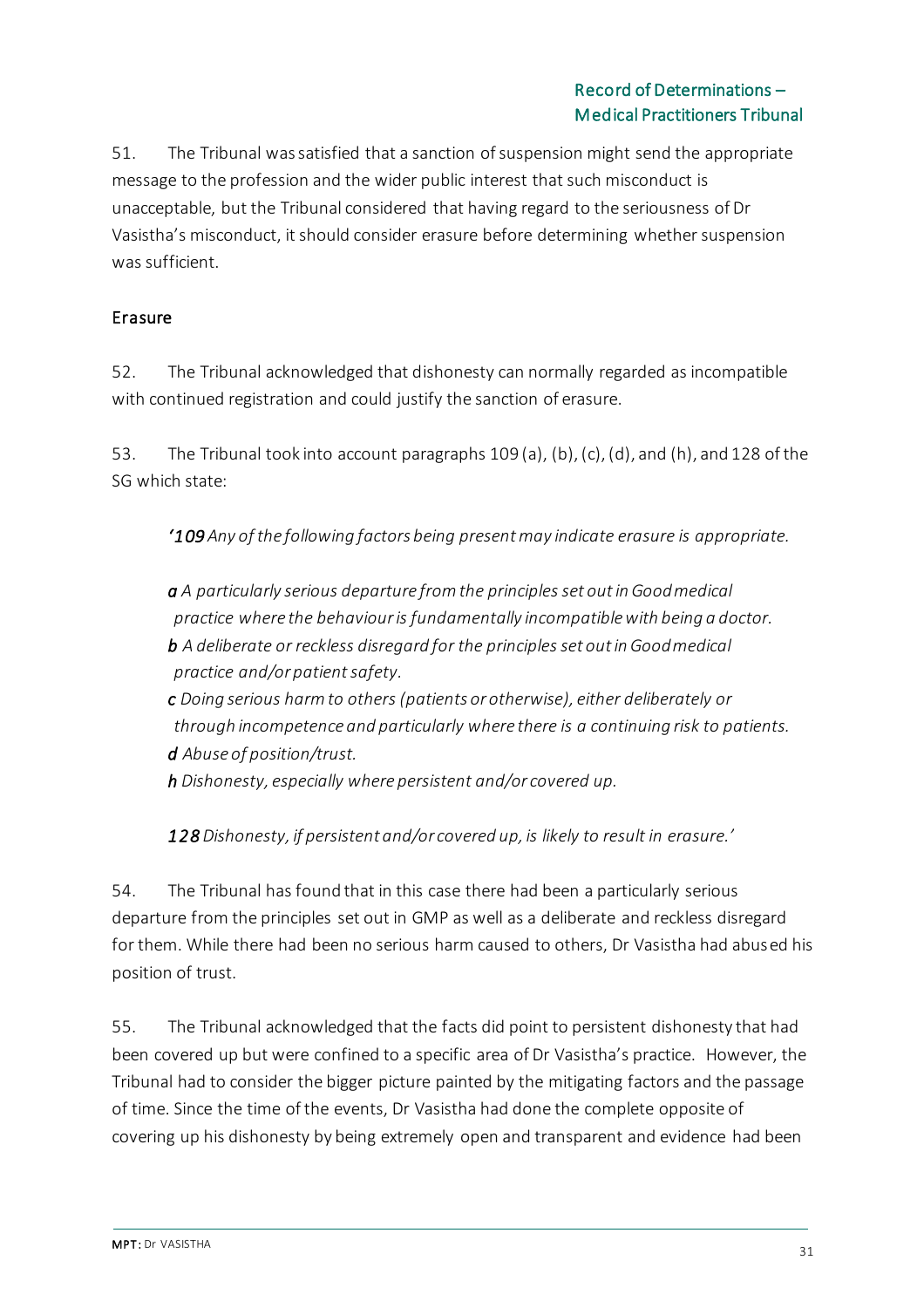51. The Tribunal was satisfied that a sanction of suspension might send the appropriate message to the profession and the wider public interest that such misconduct is unacceptable, but the Tribunal considered that having regard to the seriousness of Dr Vasistha's misconduct, it should consider erasure before determining whether suspension was sufficient.

## Erasure

52. The Tribunal acknowledged that dishonesty can normally regarded as incompatible with continued registration and could justify the sanction of erasure.

53. The Tribunal took into account paragraphs 109 (a), (b), (c), (d), and (h), and 128 of the SG which state:

> *'**109** Any of the following factors being present may indicate erasure is appropriate.*
>
> ***a** A particularly serious departure from the principles set out in Good medical practice where the behaviour is fundamentally incompatible with being a doctor.*
> ***b** A deliberate or reckless disregard for the principles set out in Good medical practice and/or patient safety.*
> ***c** Doing serious harm to others (patients or otherwise), either deliberately or through incompetence and particularly where there is a continuing risk to patients.*
> ***d** Abuse of position/trust.*
> ***h** Dishonesty, especially where persistent and/or covered up.*
>
> ***128** Dishonesty, if persistent and/or covered up, is likely to result in erasure.'*

54. The Tribunal has found that in this case there had been a particularly serious departure from the principles set out in GMP as well as a deliberate and reckless disregard for them. While there had been no serious harm caused to others, Dr Vasistha had abused his position of trust.

55. The Tribunal acknowledged that the facts did point to persistent dishonesty that had been covered up but were confined to a specific area of Dr Vasistha's practice. However, the Tribunal had to consider the bigger picture painted by the mitigating factors and the passage of time. Since the time of the events, Dr Vasistha had done the complete opposite of covering up his dishonesty by being extremely open and transparent and evidence had been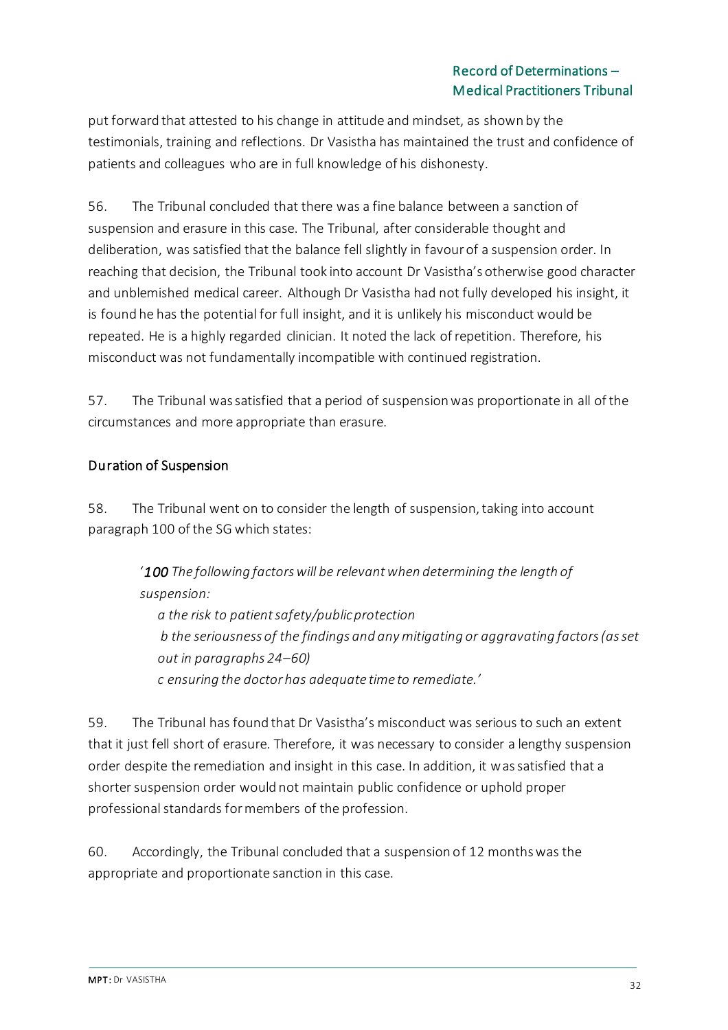put forward that attested to his change in attitude and mindset, as shown by the testimonials, training and reflections. Dr Vasistha has maintained the trust and confidence of patients and colleagues who are in full knowledge of his dishonesty.

56. The Tribunal concluded that there was a fine balance between a sanction of suspension and erasure in this case. The Tribunal, after considerable thought and deliberation, was satisfied that the balance fell slightly in favour of a suspension order. In reaching that decision, the Tribunal took into account Dr Vasistha's otherwise good character and unblemished medical career. Although Dr Vasistha had not fully developed his insight, it is found he has the potential for full insight, and it is unlikely his misconduct would be repeated. He is a highly regarded clinician. It noted the lack of repetition. Therefore, his misconduct was not fundamentally incompatible with continued registration.

57. The Tribunal was satisfied that a period of suspension was proportionate in all of the circumstances and more appropriate than erasure.

### Duration of Suspension

58. The Tribunal went on to consider the length of suspension, taking into account paragraph 100 of the SG which states:

> '*100 The following factors will be relevant when determining the length of suspension:*
>
> *a the risk to patient safety/public protection*
>
> *b the seriousness of the findings and any mitigating or aggravating factors (as set out in paragraphs 24–60)*
>
> *c ensuring the doctor has adequate time to remediate.'*

59. The Tribunal has found that Dr Vasistha's misconduct was serious to such an extent that it just fell short of erasure. Therefore, it was necessary to consider a lengthy suspension order despite the remediation and insight in this case. In addition, it was satisfied that a shorter suspension order would not maintain public confidence or uphold proper professional standards for members of the profession.

60. Accordingly, the Tribunal concluded that a suspension of 12 months was the appropriate and proportionate sanction in this case.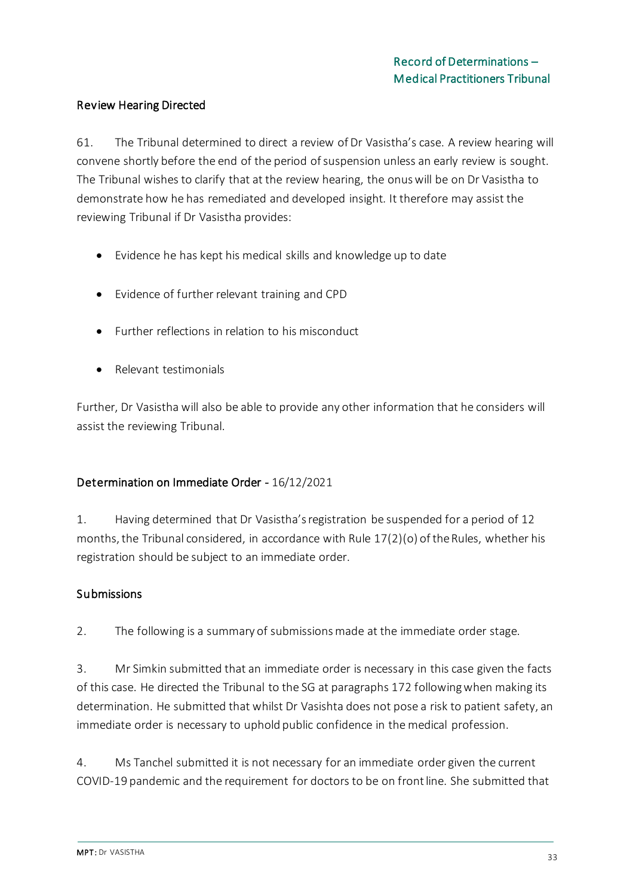### Review Hearing Directed

61. The Tribunal determined to direct a review of Dr Vasistha's case. A review hearing will convene shortly before the end of the period of suspension unless an early review is sought. The Tribunal wishes to clarify that at the review hearing, the onus will be on Dr Vasistha to demonstrate how he has remediated and developed insight. It therefore may assist the reviewing Tribunal if Dr Vasistha provides:

- Evidence he has kept his medical skills and knowledge up to date
- Evidence of further relevant training and CPD
- Further reflections in relation to his misconduct
- Relevant testimonials

Further, Dr Vasistha will also be able to provide any other information that he considers will assist the reviewing Tribunal.

### Determination on Immediate Order - 16/12/2021

1. Having determined that Dr Vasistha's registration be suspended for a period of 12 months, the Tribunal considered, in accordance with Rule 17(2)(o) of the Rules, whether his registration should be subject to an immediate order.

### Submissions

2. The following is a summary of submissions made at the immediate order stage.

3. Mr Simkin submitted that an immediate order is necessary in this case given the facts of this case. He directed the Tribunal to the SG at paragraphs 172 following when making its determination. He submitted that whilst Dr Vasishta does not pose a risk to patient safety, an immediate order is necessary to uphold public confidence in the medical profession.

4. Ms Tanchel submitted it is not necessary for an immediate order given the current COVID-19 pandemic and the requirement for doctors to be on front line. She submitted that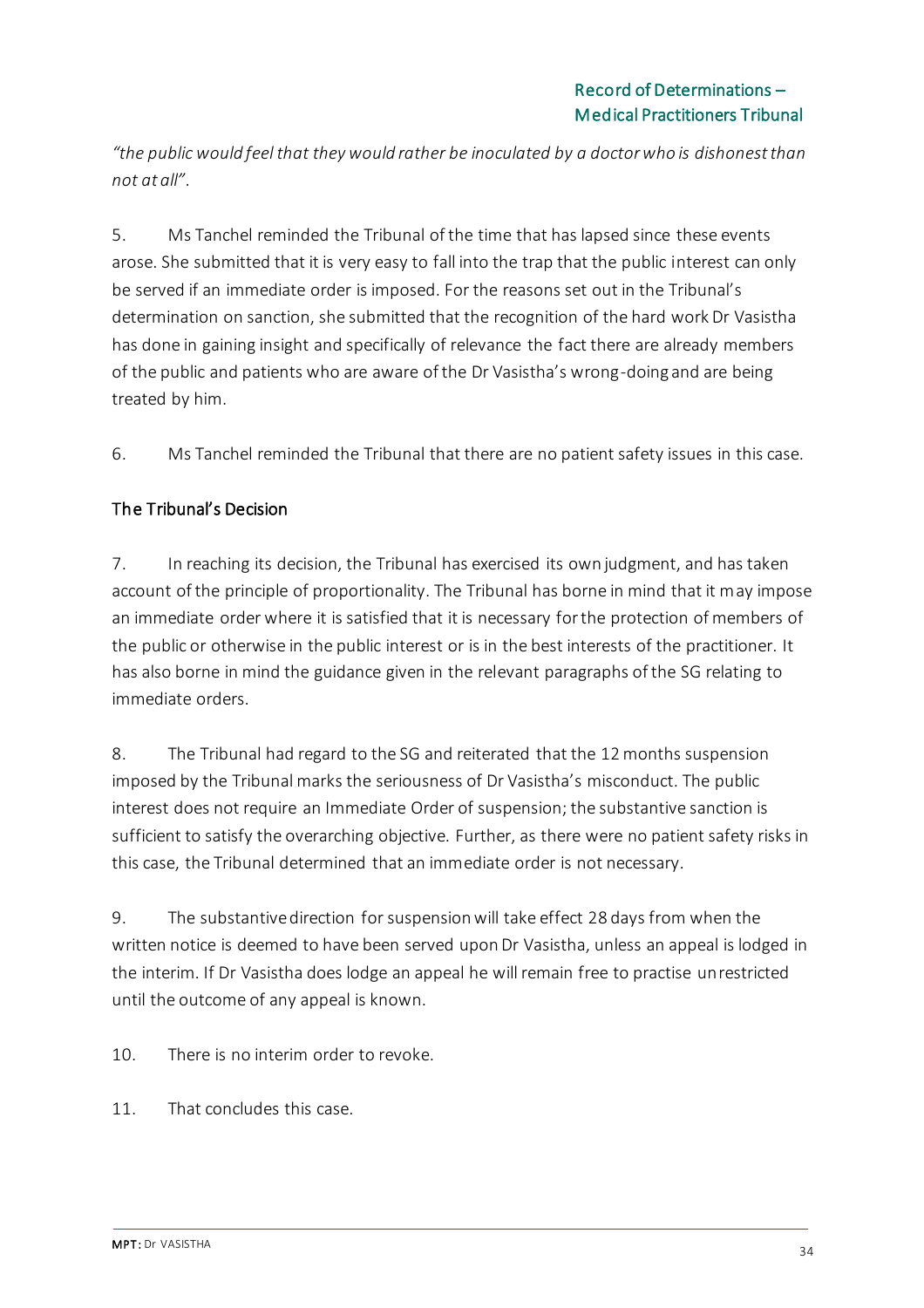*"the public would feel that they would rather be inoculated by a doctor who is dishonest than not at all"*.

5. Ms Tanchel reminded the Tribunal of the time that has lapsed since these events arose. She submitted that it is very easy to fall into the trap that the public interest can only be served if an immediate order is imposed. For the reasons set out in the Tribunal's determination on sanction, she submitted that the recognition of the hard work Dr Vasistha has done in gaining insight and specifically of relevance the fact there are already members of the public and patients who are aware of the Dr Vasistha's wrong-doing and are being treated by him.

6. Ms Tanchel reminded the Tribunal that there are no patient safety issues in this case.

## The Tribunal's Decision

7. In reaching its decision, the Tribunal has exercised its own judgment, and has taken account of the principle of proportionality. The Tribunal has borne in mind that it may impose an immediate order where it is satisfied that it is necessary for the protection of members of the public or otherwise in the public interest or is in the best interests of the practitioner. It has also borne in mind the guidance given in the relevant paragraphs of the SG relating to immediate orders.

8. The Tribunal had regard to the SG and reiterated that the 12 months suspension imposed by the Tribunal marks the seriousness of Dr Vasistha's misconduct. The public interest does not require an Immediate Order of suspension; the substantive sanction is sufficient to satisfy the overarching objective. Further, as there were no patient safety risks in this case, the Tribunal determined that an immediate order is not necessary.

9. The substantive direction for suspension will take effect 28 days from when the written notice is deemed to have been served upon Dr Vasistha, unless an appeal is lodged in the interim. If Dr Vasistha does lodge an appeal he will remain free to practise unrestricted until the outcome of any appeal is known.

10. There is no interim order to revoke.

11. That concludes this case.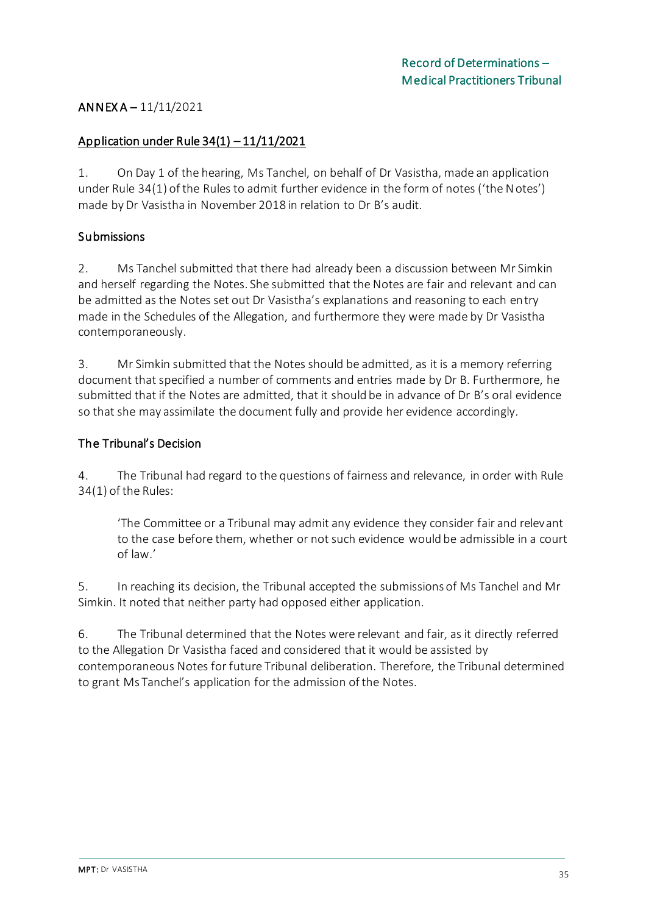**ANNEX A** – 11/11/2021

## Application under Rule 34(1) – 11/11/2021

1. On Day 1 of the hearing, Ms Tanchel, on behalf of Dr Vasistha, made an application under Rule 34(1) of the Rules to admit further evidence in the form of notes ('the Notes') made by Dr Vasistha in November 2018 in relation to Dr B's audit.

### Submissions

2. Ms Tanchel submitted that there had already been a discussion between Mr Simkin and herself regarding the Notes. She submitted that the Notes are fair and relevant and can be admitted as the Notes set out Dr Vasistha's explanations and reasoning to each entry made in the Schedules of the Allegation, and furthermore they were made by Dr Vasistha contemporaneously.

3. Mr Simkin submitted that the Notes should be admitted, as it is a memory referring document that specified a number of comments and entries made by Dr B. Furthermore, he submitted that if the Notes are admitted, that it should be in advance of Dr B's oral evidence so that she may assimilate the document fully and provide her evidence accordingly.

### The Tribunal's Decision

4. The Tribunal had regard to the questions of fairness and relevance, in order with Rule 34(1) of the Rules:

> 'The Committee or a Tribunal may admit any evidence they consider fair and relevant to the case before them, whether or not such evidence would be admissible in a court of law.'

5. In reaching its decision, the Tribunal accepted the submissions of Ms Tanchel and Mr Simkin. It noted that neither party had opposed either application.

6. The Tribunal determined that the Notes were relevant and fair, as it directly referred to the Allegation Dr Vasistha faced and considered that it would be assisted by contemporaneous Notes for future Tribunal deliberation. Therefore, the Tribunal determined to grant Ms Tanchel's application for the admission of the Notes.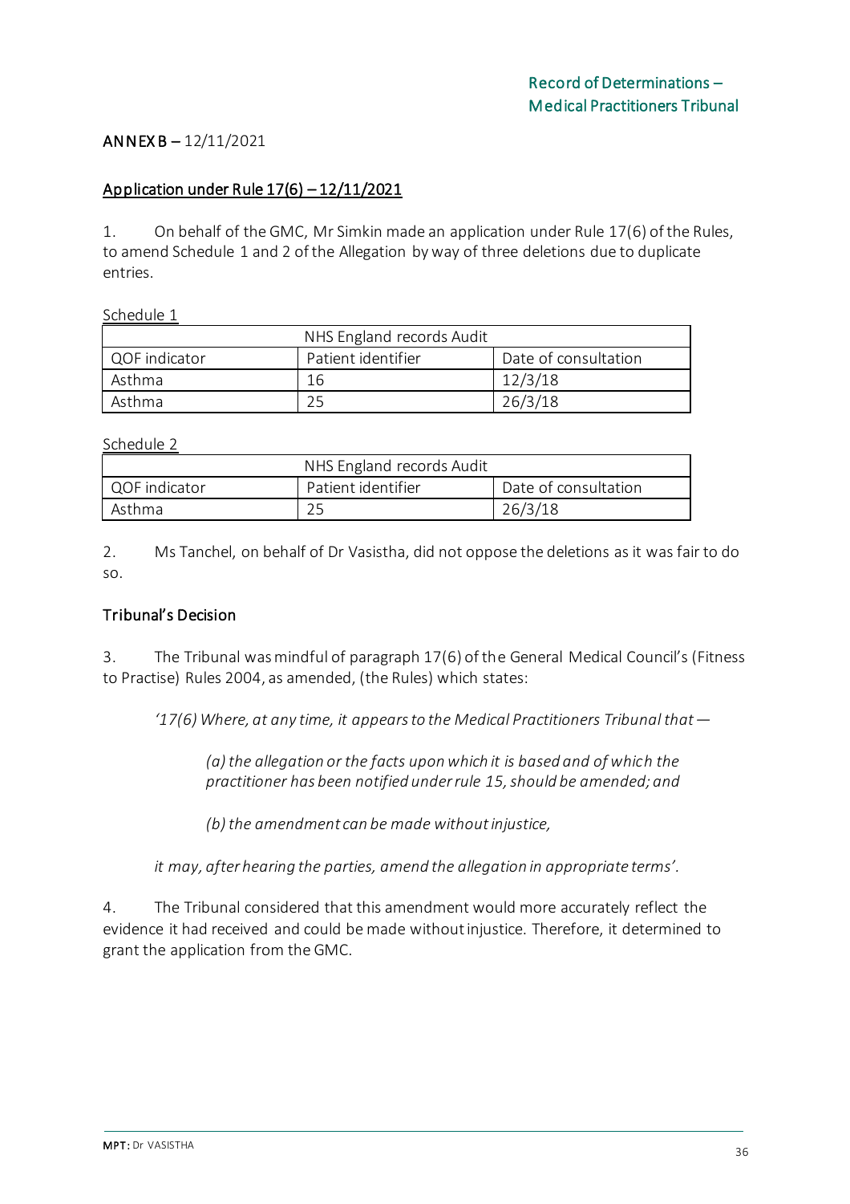**ANNEX B** – 12/11/2021

**Application under Rule 17(6) – 12/11/2021**

1. On behalf of the GMC, Mr Simkin made an application under Rule 17(6) of the Rules, to amend Schedule 1 and 2 of the Allegation by way of three deletions due to duplicate entries.

Schedule 1

| NHS England records Audit | | |
|---|---|---|
| QOF indicator | Patient identifier | Date of consultation |
| Asthma | 16 | 12/3/18 |
| Asthma | 25 | 26/3/18 |

Schedule 2

| NHS England records Audit | | |
|---|---|---|
| QOF indicator | Patient identifier | Date of consultation |
| Asthma | 25 | 26/3/18 |

2. Ms Tanchel, on behalf of Dr Vasistha, did not oppose the deletions as it was fair to do so.

**Tribunal's Decision**

3. The Tribunal was mindful of paragraph 17(6) of the General Medical Council's (Fitness to Practise) Rules 2004, as amended, (the Rules) which states:

> *'17(6) Where, at any time, it appears to the Medical Practitioners Tribunal that —*
>
> > *(a) the allegation or the facts upon which it is based and of which the practitioner has been notified under rule 15, should be amended; and*
> >
> > *(b) the amendment can be made without injustice,*
>
> *it may, after hearing the parties, amend the allegation in appropriate terms'.*

4. The Tribunal considered that this amendment would more accurately reflect the evidence it had received and could be made without injustice. Therefore, it determined to grant the application from the GMC.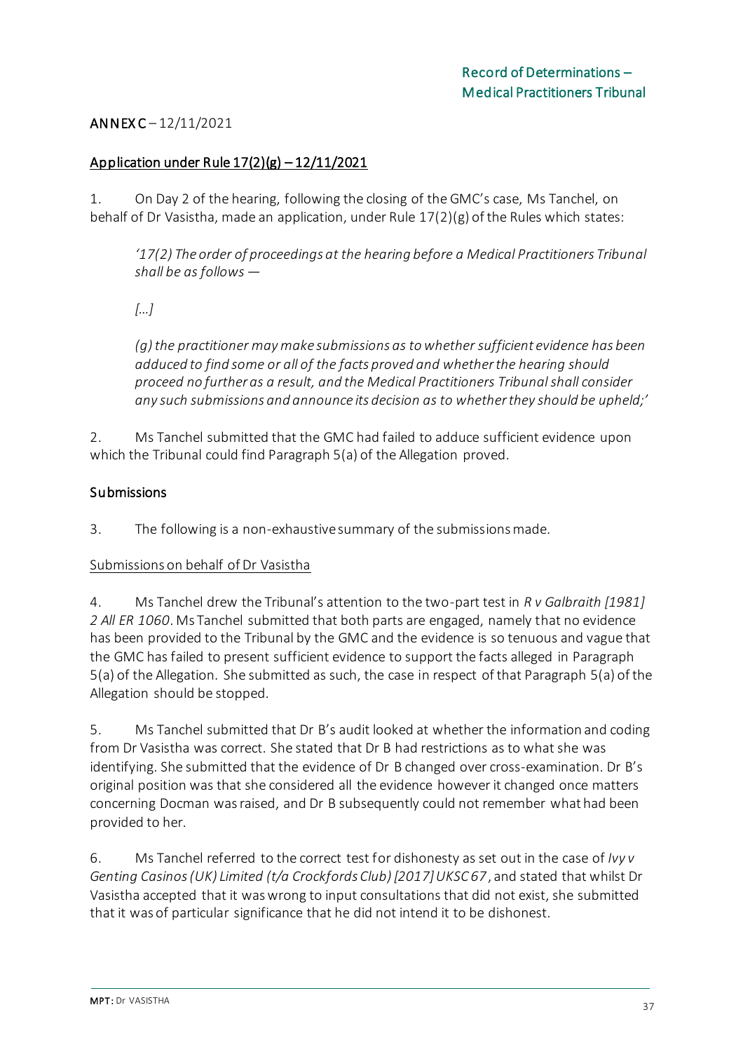**ANNEX C** – 12/11/2021

## Application under Rule 17(2)(g) – 12/11/2021

1. On Day 2 of the hearing, following the closing of the GMC's case, Ms Tanchel, on behalf of Dr Vasistha, made application, under Rule 17(2)(g) of the Rules which states:

> *'17(2) The order of proceedings at the hearing before a Medical Practitioners Tribunal shall be as follows —*
>
> *[...]*
>
> *(g) the practitioner may make submissions as to whether sufficient evidence has been adduced to find some or all of the facts proved and whether the hearing should proceed no further as a result, and the Medical Practitioners Tribunal shall consider any such submissions and announce its decision as to whether they should be upheld;'*

2. Ms Tanchel submitted that the GMC had failed to adduce sufficient evidence upon which the Tribunal could find Paragraph 5(a) of the Allegation proved.

### Submissions

3. The following is a non-exhaustive summary of the submissions made.

Submissions on behalf of Dr Vasistha

4. Ms Tanchel drew the Tribunal's attention to the two-part test in *R v Galbraith [1981] 2 All ER 1060*. Ms Tanchel submitted that both parts are engaged, namely that no evidence has been provided to the Tribunal by the GMC and the evidence is so tenuous and vague that the GMC has failed to present sufficient evidence to support the facts alleged in Paragraph 5(a) of the Allegation. She submitted as such, the case in respect of that Paragraph 5(a) of the Allegation should be stopped.

5. Ms Tanchel submitted that Dr B's audit looked at whether the information and coding from Dr Vasistha was correct. She stated that Dr B had restrictions as to what she was identifying. She submitted that the evidence of Dr B changed over cross-examination. Dr B's original position was that she considered all the evidence however it changed once matters concerning Docman was raised, and Dr B subsequently could not remember what had been provided to her.

6. Ms Tanchel referred to the correct test for dishonesty as set out in the case of *Ivy v Genting Casinos (UK) Limited (t/a Crockfords Club) [2017] UKSC 67*, and stated that whilst Dr Vasistha accepted that it was wrong to input consultations that did not exist, she submitted that it was of particular significance that he did not intend it to be dishonest.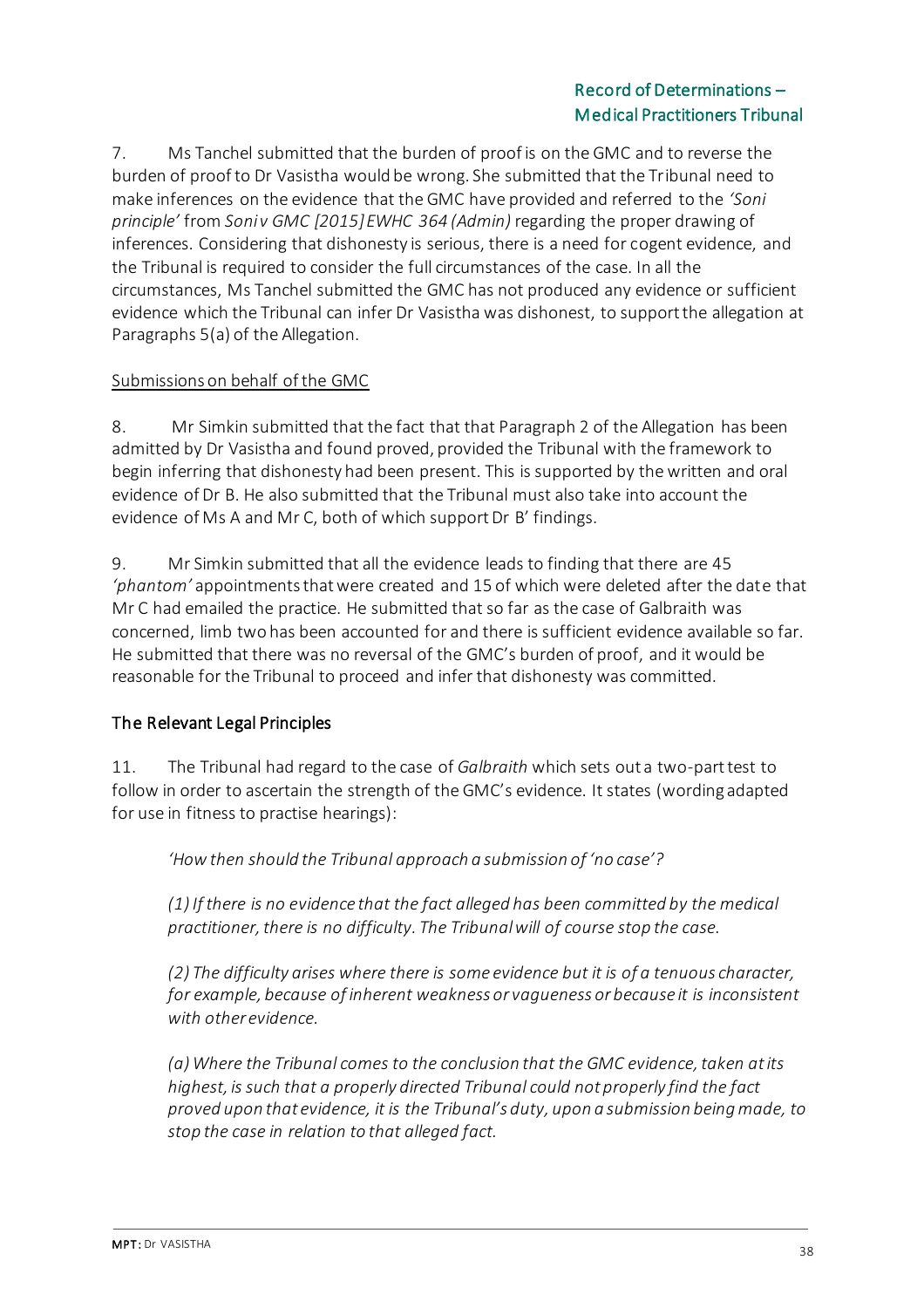7. Ms Tanchel submitted that the burden of proof is on the GMC and to reverse the burden of proof to Dr Vasistha would be wrong. She submitted that the Tribunal need to make inferences on the evidence that the GMC have provided and referred to the *'Soni principle'* from *Soni v GMC [2015] EWHC 364 (Admin)* regarding the proper drawing of inferences. Considering that dishonesty is serious, there is a need for cogent evidence, and the Tribunal is required to consider the full circumstances of the case. In all the circumstances, Ms Tanchel submitted the GMC has not produced any evidence or sufficient evidence which the Tribunal can infer Dr Vasistha was dishonest, to support the allegation at Paragraphs 5(a) of the Allegation.

<u>Submissions on behalf of the GMC</u>

8. Mr Simkin submitted that the fact that that Paragraph 2 of the Allegation has been admitted by Dr Vasistha and found proved, provided the Tribunal with the framework to begin inferring that dishonesty had been present. This is supported by the written and oral evidence of Dr B. He also submitted that the Tribunal must also take into account the evidence of Ms A and Mr C, both of which support Dr B' findings.

9. Mr Simkin submitted that all the evidence leads to finding that there are 45 *'phantom'* appointments that were created and 15 of which were deleted after the date that Mr C had emailed the practice. He submitted that so far as the case of Galbraith was concerned, limb two has been accounted for and there is sufficient evidence available so far. He submitted that there was no reversal of the GMC's burden of proof, and it would be reasonable for the Tribunal to proceed and infer that dishonesty was committed.

### The Relevant Legal Principles

11. The Tribunal had regard to the case of *Galbraith* which sets out a two-part test to follow in order to ascertain the strength of the GMC's evidence. It states (wording adapted for use in fitness to practise hearings):

> *'How then should the Tribunal approach a submission of 'no case'?*
>
> *(1) If there is no evidence that the fact alleged has been committed by the medical practitioner, there is no difficulty. The Tribunal will of course stop the case.*
>
> *(2) The difficulty arises where there is some evidence but it is of a tenuous character, for example, because of inherent weakness or vagueness or because it is inconsistent with other evidence.*
>
> *(a) Where the Tribunal comes to the conclusion that the GMC evidence, taken at its highest, is such that a properly directed Tribunal could not properly find the fact proved upon that evidence, it is the Tribunal's duty, upon a submission being made, to stop the case in relation to that alleged fact.*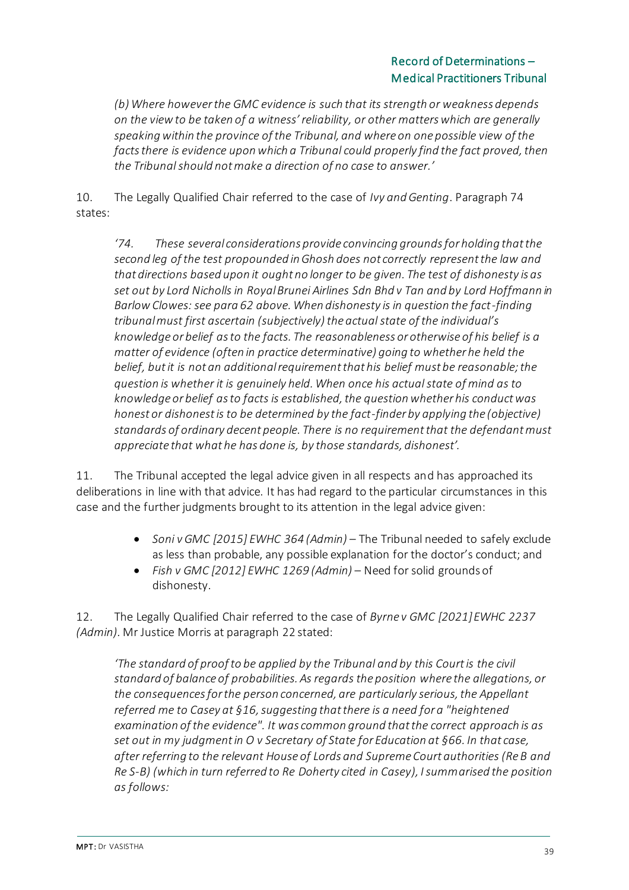> *(b) Where however the GMC evidence is such that its strength or weakness depends on the view to be taken of a witness' reliability, or other matters which are generally speaking within the province of the Tribunal, and where on one possible view of the facts there is evidence upon which a Tribunal could properly find the fact proved, then the Tribunal should not make a direction of no case to answer.'*

10. The Legally Qualified Chair referred to the case of *Ivy and Genting*. Paragraph 74 states:

> *'74. These several considerations provide convincing grounds for holding that the second leg of the test propounded in Ghosh does not correctly represent the law and that directions based upon it ought no longer to be given. The test of dishonesty is as set out by Lord Nicholls in Royal Brunei Airlines Sdn Bhd v Tan and by Lord Hoffmann in Barlow Clowes: see para 62 above. When dishonesty is in question the fact-finding tribunal must first ascertain (subjectively) the actual state of the individual's knowledge or belief as to the facts. The reasonableness or otherwise of his belief is a matter of evidence (often in practice determinative) going to whether he held the belief, but it is not an additional requirement that his belief must be reasonable; the question is whether it is genuinely held. When once his actual state of mind as to knowledge or belief as to facts is established, the question whether his conduct was honest or dishonest is to be determined by the fact-finder by applying the (objective) standards of ordinary decent people. There is no requirement that the defendant must appreciate that what he has done is, by those standards, dishonest'.*

11. The Tribunal accepted the legal advice given in all respects and has approached its deliberations in line with that advice. It has had regard to the particular circumstances in this case and the further judgments brought to its attention in the legal advice given:

- *Soni v GMC [2015] EWHC 364 (Admin)* – The Tribunal needed to safely exclude as less than probable, any possible explanation for the doctor's conduct; and
- *Fish v GMC [2012] EWHC 1269 (Admin)* – Need for solid grounds of dishonesty.

12. The Legally Qualified Chair referred to the case of *Byrne v GMC [2021] EWHC 2237 (Admin)*. Mr Justice Morris at paragraph 22 stated:

> *'The standard of proof to be applied by the Tribunal and by this Court is the civil standard of balance of probabilities. As regards the position where the allegations, or the consequences for the person concerned, are particularly serious, the Appellant referred me to Casey at §16, suggesting that there is a need for a "heightened examination of the evidence". It was common ground that the correct approach is as set out in my judgment in O v Secretary of State for Education at §66. In that case, after referring to the relevant House of Lords and Supreme Court authorities (Re B and Re S-B) (which in turn referred to Re Doherty cited in Casey), I summarised the position as follows:*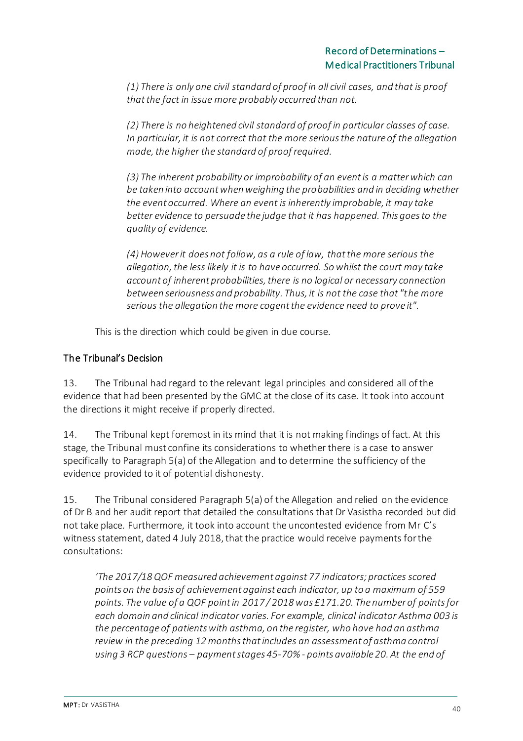> *(1) There is only one civil standard of proof in all civil cases, and that is proof that the fact in issue more probably occurred than not.*
>
> *(2) There is no heightened civil standard of proof in particular classes of case. In particular, it is not correct that the more serious the nature of the allegation made, the higher the standard of proof required.*
>
> *(3) The inherent probability or improbability of an event is a matter which can be taken into account when weighing the probabilities and in deciding whether the event occurred. Where an event is inherently improbable, it may take better evidence to persuade the judge that it has happened. This goes to the quality of evidence.*
>
> *(4) However it does not follow, as a rule of law, that the more serious the allegation, the less likely it is to have occurred. So whilst the court may take account of inherent probabilities, there is no logical or necessary connection between seriousness and probability. Thus, it is not the case that "the more serious the allegation the more cogent the evidence need to prove it".*

This is the direction which could be given in due course.

## The Tribunal's Decision

13. The Tribunal had regard to the relevant legal principles and considered all of the evidence that had been presented by the GMC at the close of its case. It took into account the directions it might receive if properly directed.

14. The Tribunal kept foremost in its mind that it is not making findings of fact. At this stage, the Tribunal must confine its considerations to whether there is a case to answer specifically to Paragraph 5(a) of the Allegation and to determine the sufficiency of the evidence provided to it of potential dishonesty.

15. The Tribunal considered Paragraph 5(a) of the Allegation and relied on the evidence of Dr B and her audit report that detailed the consultations that Dr Vasistha recorded but did not take place. Furthermore, it took into account the uncontested evidence from Mr C's witness statement, dated 4 July 2018, that the practice would receive payments for the consultations:

> *'The 2017/18 QOF measured achievement against 77 indicators; practices scored points on the basis of achievement against each indicator, up to a maximum of 559 points. The value of a QOF point in 2017 / 2018 was £171.20. The number of points for each domain and clinical indicator varies. For example, clinical indicator Asthma 003 is the percentage of patients with asthma, on the register, who have had an asthma review in the preceding 12 months that includes an assessment of asthma control using 3 RCP questions – payment stages 45-70% - points available 20. At the end of*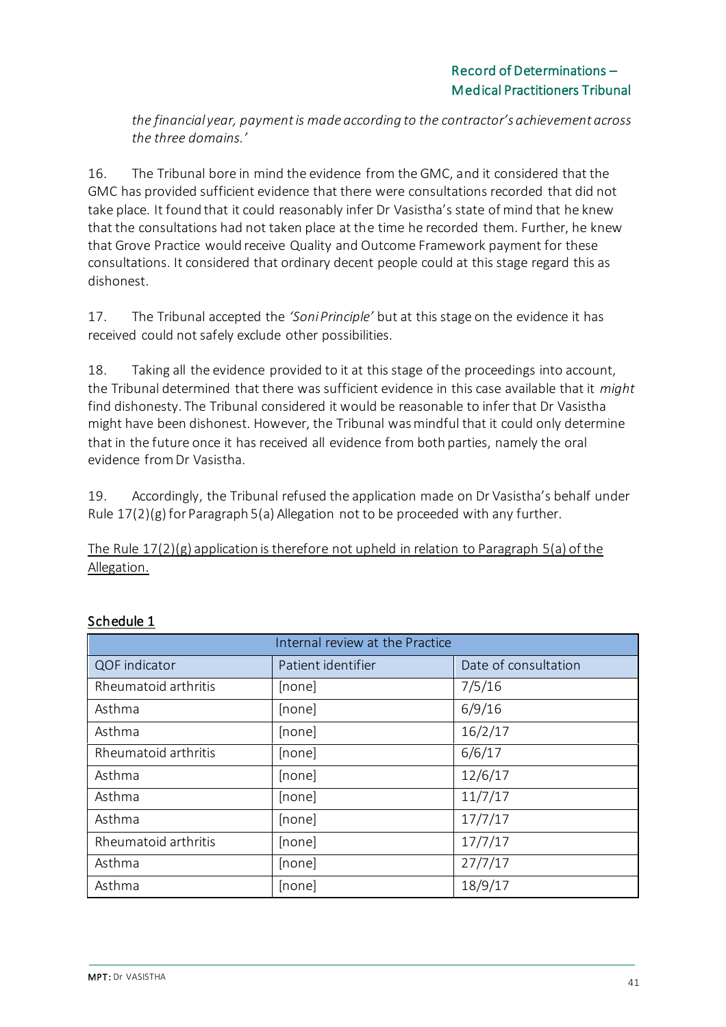*the financial year, payment is made according to the contractor's achievement across the three domains.'*

16. The Tribunal bore in mind the evidence from the GMC, and it considered that the GMC has provided sufficient evidence that there were consultations recorded that did not take place. It found that it could reasonably infer Dr Vasistha's state of mind that he knew that the consultations had not taken place at the time he recorded them. Further, he knew that Grove Practice would receive Quality and Outcome Framework payment for these consultations. It considered that ordinary decent people could at this stage regard this as dishonest.

17. The Tribunal accepted the *'Soni Principle'* but at this stage on the evidence it has received could not safely exclude other possibilities.

18. Taking all the evidence provided to it at this stage of the proceedings into account, the Tribunal determined that there was sufficient evidence in this case available that it *might* find dishonesty. The Tribunal considered it would be reasonable to infer that Dr Vasistha might have been dishonest. However, the Tribunal was mindful that it could only determine that in the future once it has received all evidence from both parties, namely the oral evidence from Dr Vasistha.

19. Accordingly, the Tribunal refused the application made on Dr Vasistha's behalf under Rule 17(2)(g) for Paragraph 5(a) Allegation not to be proceeded with any further.

<u>The Rule 17(2)(g) application is therefore not upheld in relation to Paragraph 5(a) of the Allegation.</u>

<u>Schedule 1</u>

| Internal review at the Practice | | |
|---|---|---|
| QOF indicator | Patient identifier | Date of consultation |
| Rheumatoid arthritis | [none] | 7/5/16 |
| Asthma | [none] | 6/9/16 |
| Asthma | [none] | 16/2/17 |
| Rheumatoid arthritis | [none] | 6/6/17 |
| Asthma | [none] | 12/6/17 |
| Asthma | [none] | 11/7/17 |
| Asthma | [none] | 17/7/17 |
| Rheumatoid arthritis | [none] | 17/7/17 |
| Asthma | [none] | 27/7/17 |
| Asthma | [none] | 18/9/17 |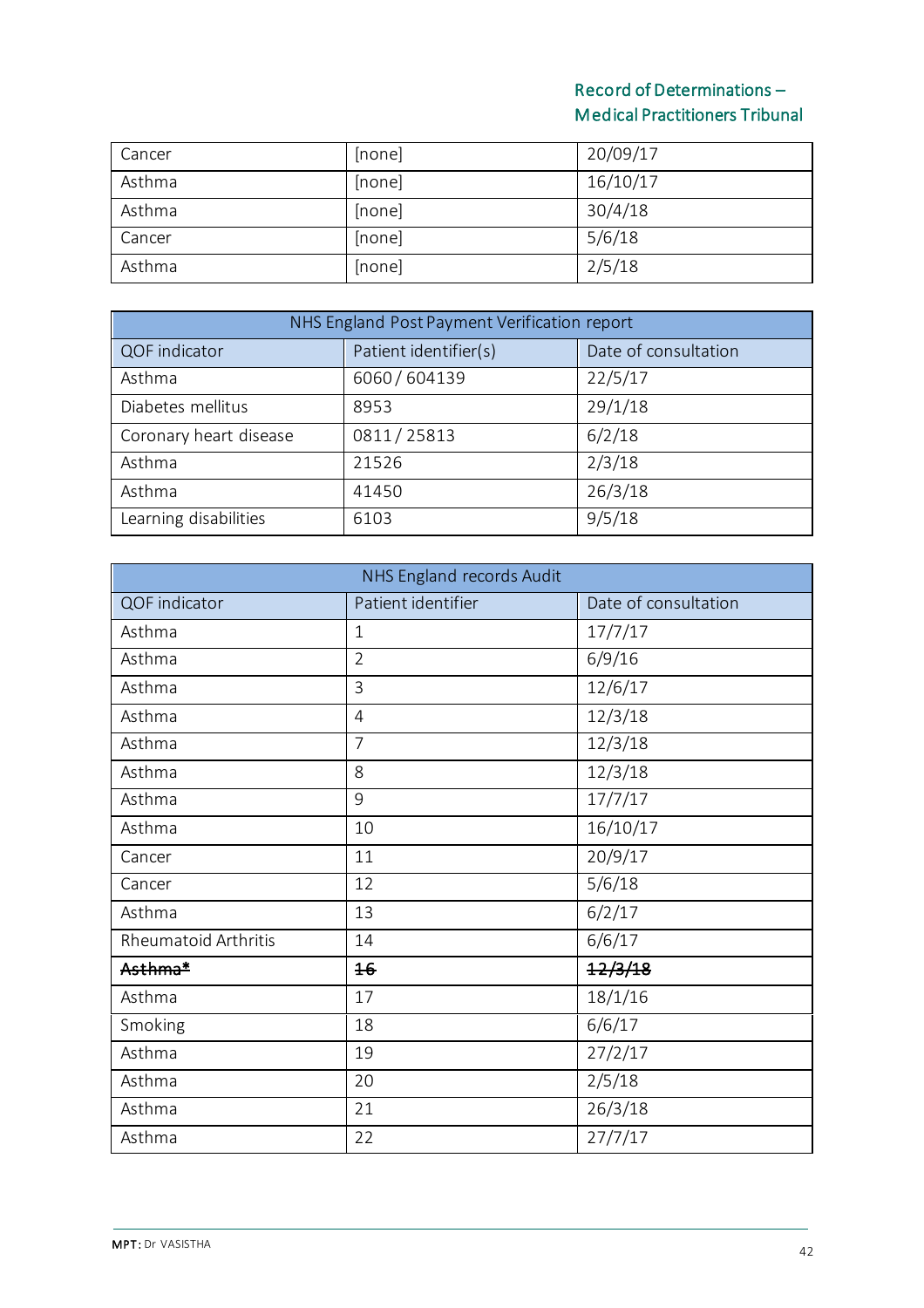| | | |
|---|---|---|
| Cancer | [none] | 20/09/17 |
| Asthma | [none] | 16/10/17 |
| Asthma | [none] | 30/4/18 |
| Cancer | [none] | 5/6/18 |
| Asthma | [none] | 2/5/18 |

| NHS England Post Payment Verification report | | |
|---|---|---|
| QOF indicator | Patient identifier(s) | Date of consultation |
| Asthma | 6060 / 604139 | 22/5/17 |
| Diabetes mellitus | 8953 | 29/1/18 |
| Coronary heart disease | 0811 / 25813 | 6/2/18 |
| Asthma | 21526 | 2/3/18 |
| Asthma | 41450 | 26/3/18 |
| Learning disabilities | 6103 | 9/5/18 |

| NHS England records Audit | | |
|---|---|---|
| QOF indicator | Patient identifier | Date of consultation |
| Asthma | 1 | 17/7/17 |
| Asthma | 2 | 6/9/16 |
| Asthma | 3 | 12/6/17 |
| Asthma | 4 | 12/3/18 |
| Asthma | 7 | 12/3/18 |
| Asthma | 8 | 12/3/18 |
| Asthma | 9 | 17/7/17 |
| Asthma | 10 | 16/10/17 |
| Cancer | 11 | 20/9/17 |
| Cancer | 12 | 5/6/18 |
| Asthma | 13 | 6/2/17 |
| Rheumatoid Arthritis | 14 | 6/6/17 |
| ~~Asthma*~~ | ~~16~~ | ~~12/3/18~~ |
| Asthma | 17 | 18/1/16 |
| Smoking | 18 | 6/6/17 |
| Asthma | 19 | 27/2/17 |
| Asthma | 20 | 2/5/18 |
| Asthma | 21 | 26/3/18 |
| Asthma | 22 | 27/7/17 |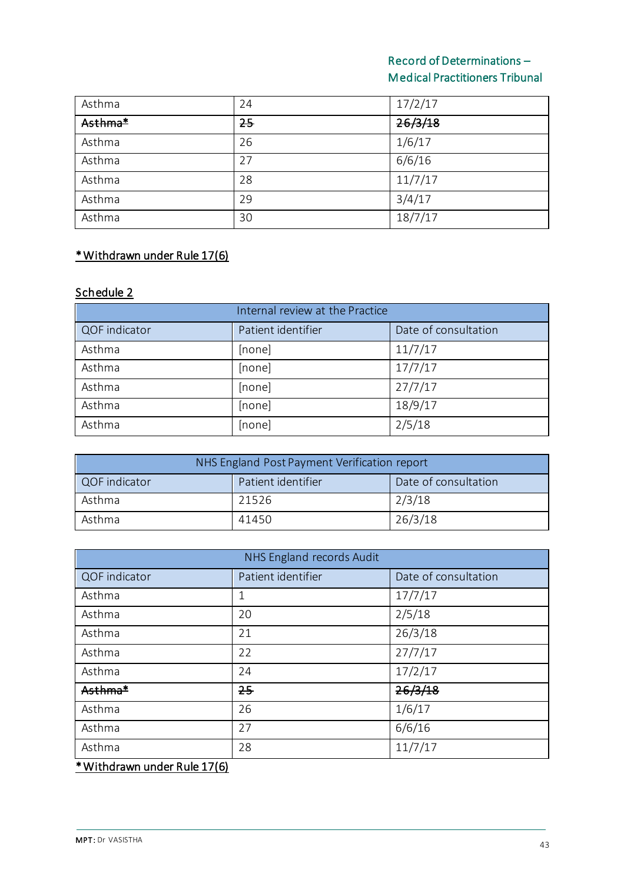| | | |
|---|---|---|
| Asthma | 24 | 17/2/17 |
| ~~Asthma*~~ | ~~25~~ | ~~26/3/18~~ |
| Asthma | 26 | 1/6/17 |
| Asthma | 27 | 6/6/16 |
| Asthma | 28 | 11/7/17 |
| Asthma | 29 | 3/4/17 |
| Asthma | 30 | 18/7/17 |

<u>* Withdrawn under Rule 17(6)</u>

<u>Schedule 2</u>

| Internal review at the Practice | | |
|---|---|---|
| QOF indicator | Patient identifier | Date of consultation |
| Asthma | [none] | 11/7/17 |
| Asthma | [none] | 17/7/17 |
| Asthma | [none] | 27/7/17 |
| Asthma | [none] | 18/9/17 |
| Asthma | [none] | 2/5/18 |

| NHS England Post Payment Verification report | | |
|---|---|---|
| QOF indicator | Patient identifier | Date of consultation |
| Asthma | 21526 | 2/3/18 |
| Asthma | 41450 | 26/3/18 |

| NHS England records Audit | | |
|---|---|---|
| QOF indicator | Patient identifier | Date of consultation |
| Asthma | 1 | 17/7/17 |
| Asthma | 20 | 2/5/18 |
| Asthma | 21 | 26/3/18 |
| Asthma | 22 | 27/7/17 |
| Asthma | 24 | 17/2/17 |
| ~~Asthma*~~ | ~~25~~ | ~~26/3/18~~ |
| Asthma | 26 | 1/6/17 |
| Asthma | 27 | 6/6/16 |
| Asthma | 28 | 11/7/17 |

<u>* Withdrawn under Rule 17(6)</u>